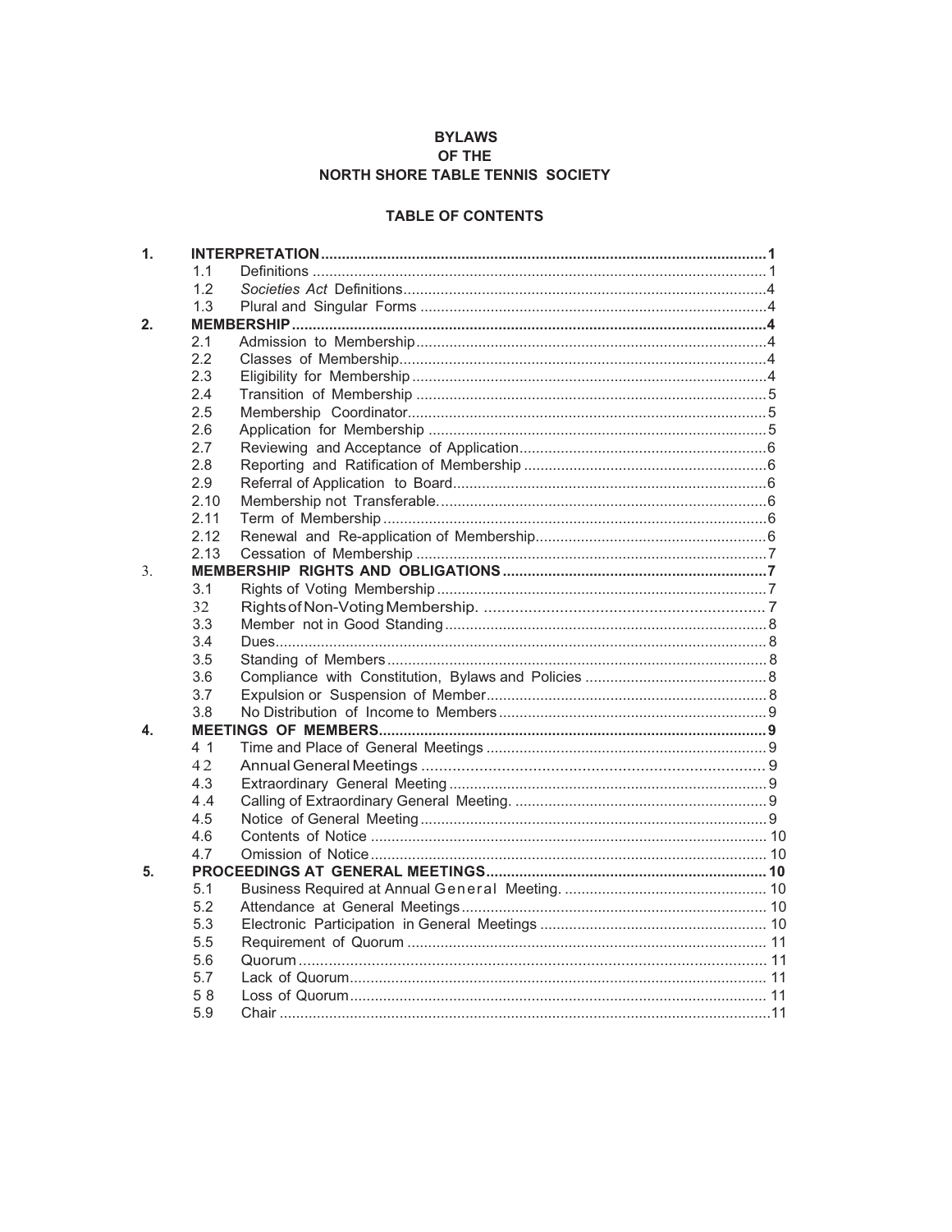# BYLAWS
# OF THE
# NORTH SHORE TABLE TENNIS SOCIETY

## TABLE OF CONTENTS

| | | | |
|---|---|---|---|
| **1.** | **INTERPRETATION** | | **1** |
| | 1.1 | Definitions | 1 |
| | 1.2 | *Societies Act* Definitions | 4 |
| | 1.3 | Plural and Singular Forms | 4 |
| **2.** | **MEMBERSHIP** | | **4** |
| | 2.1 | Admission to Membership | 4 |
| | 2.2 | Classes of Membership | 4 |
| | 2.3 | Eligibility for Membership | 4 |
| | 2.4 | Transition of Membership | 5 |
| | 2.5 | Membership Coordinator | 5 |
| | 2.6 | Application for Membership | 5 |
| | 2.7 | Reviewing and Acceptance of Application | 6 |
| | 2.8 | Reporting and Ratification of Membership | 6 |
| | 2.9 | Referral of Application to Board | 6 |
| | 2.10 | Membership not Transferable. | 6 |
| | 2.11 | Term of Membership | 6 |
| | 2.12 | Renewal and Re-application of Membership | 6 |
| | 2.13 | Cessation of Membership | 7 |
| 3. | **MEMBERSHIP RIGHTS AND OBLIGATIONS** | | **7** |
| | 3.1 | Rights of Voting Membership | 7 |
| | 32 | Rights of Non-Voting Membership. | 7 |
| | 3.3 | Member not in Good Standing | 8 |
| | 3.4 | Dues | 8 |
| | 3.5 | Standing of Members | 8 |
| | 3.6 | Compliance with Constitution, Bylaws and Policies | 8 |
| | 3.7 | Expulsion or Suspension of Member | 8 |
| | 3.8 | No Distribution of Income to Members | 9 |
| **4.** | **MEETINGS OF MEMBERS** | | **9** |
| | 4 1 | Time and Place of General Meetings | 9 |
| | 4 2 | Annual General Meetings | 9 |
| | 4.3 | Extraordinary General Meeting | 9 |
| | 4 .4 | Calling of Extraordinary General Meeting. | 9 |
| | 4.5 | Notice of General Meeting | 9 |
| | 4.6 | Contents of Notice | 10 |
| | 4.7 | Omission of Notice | 10 |
| **5.** | **PROCEEDINGS AT GENERAL MEETINGS** | | **10** |
| | 5.1 | Business Required at Annual General Meeting. | 10 |
| | 5.2 | Attendance at General Meetings | 10 |
| | 5.3 | Electronic Participation in General Meetings | 10 |
| | 5.5 | Requirement of Quorum | 11 |
| | 5.6 | Quorum | 11 |
| | 5.7 | Lack of Quorum | 11 |
| | 5 8 | Loss of Quorum | 11 |
| | 5.9 | Chair | 11 |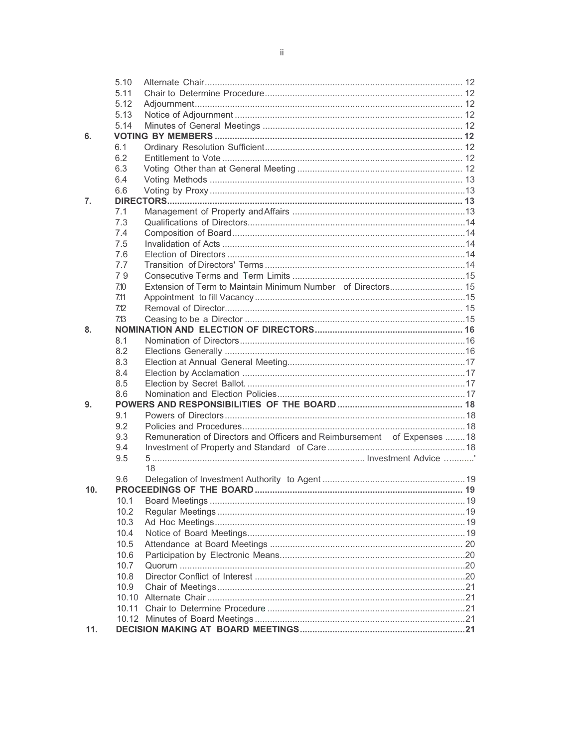| | | | |
|---|---|---|---|
| | 5.10 | Alternate Chair | 12 |
| | 5.11 | Chair to Determine Procedure | 12 |
| | 5.12 | Adjournment | 12 |
| | 5.13 | Notice of Adjournment | 12 |
| | 5.14 | Minutes of General Meetings | 12 |
| **6.** | **VOTING BY MEMBERS** | | **12** |
| | 6.1 | Ordinary Resolution Sufficient | 12 |
| | 6.2 | Entitlement to Vote | 12 |
| | 6.3 | Voting Other than at General Meeting | 12 |
| | 6.4 | Voting Methods | 13 |
| | 6.6 | Voting by Proxy | 13 |
| **7.** | **DIRECTORS** | | **13** |
| | 7.1 | Management of Property and Affairs | 13 |
| | 7.3 | Qualifications of Directors | 14 |
| | 7.4 | Composition of Board | 14 |
| | 7.5 | Invalidation of Acts | 14 |
| | 7.6 | Election of Directors | 14 |
| | 7.7 | Transition of Directors' Terms | 14 |
| | 7 9 | Consecutive Terms and Term Limits | 15 |
| | 7.10 | Extension of Term to Maintain Minimum Number of Directors | 15 |
| | 7.11 | Appointment to fill Vacancy | 15 |
| | 7.12 | Removal of Director | 15 |
| | 7.13 | Ceasing to be a Director | 15 |
| **8.** | **NOMINATION AND ELECTION OF DIRECTORS** | | **16** |
| | 8.1 | Nomination of Directors | 16 |
| | 8.2 | Elections Generally | 16 |
| | 8.3 | Election at Annual General Meeting | 17 |
| | 8.4 | Election by Acclamation | 17 |
| | 8.5 | Election by Secret Ballot. | 17 |
| | 8.6 | Nomination and Election Policies | 17 |
| **9.** | **POWERS AND RESPONSIBILITIES OF THE BOARD** | | **18** |
| | 9.1 | Powers of Directors | 18 |
| | 9.2 | Policies and Procedures | 18 |
| | 9.3 | Remuneration of Directors and Officers and Reimbursement of Expenses | 18 |
| | 9.4 | Investment of Property and Standard of Care | 18 |
| | 9.5 | 5 ........ Investment Advice ..........' 18 | |
| | 9.6 | Delegation of Investment Authority to Agent | 19 |
| **10.** | **PROCEEDINGS OF THE BOARD** | | **19** |
| | 10.1 | Board Meetings | 19 |
| | 10.2 | Regular Meetings | 19 |
| | 10.3 | Ad Hoc Meetings | 19 |
| | 10.4 | Notice of Board Meetings | 19 |
| | 10.5 | Attendance at Board Meetings | 20 |
| | 10.6 | Participation by Electronic Means | 20 |
| | 10.7 | Quorum | 20 |
| | 10.8 | Director Conflict of Interest | 20 |
| | 10.9 | Chair of Meetings | 21 |
| | 10.10 | Alternate Chair | 21 |
| | 10.11 | Chair to Determine Procedure | 21 |
| | 10.12 | Minutes of Board Meetings | 21 |
| **11.** | **DECISION MAKING AT BOARD MEETINGS** | | **21** |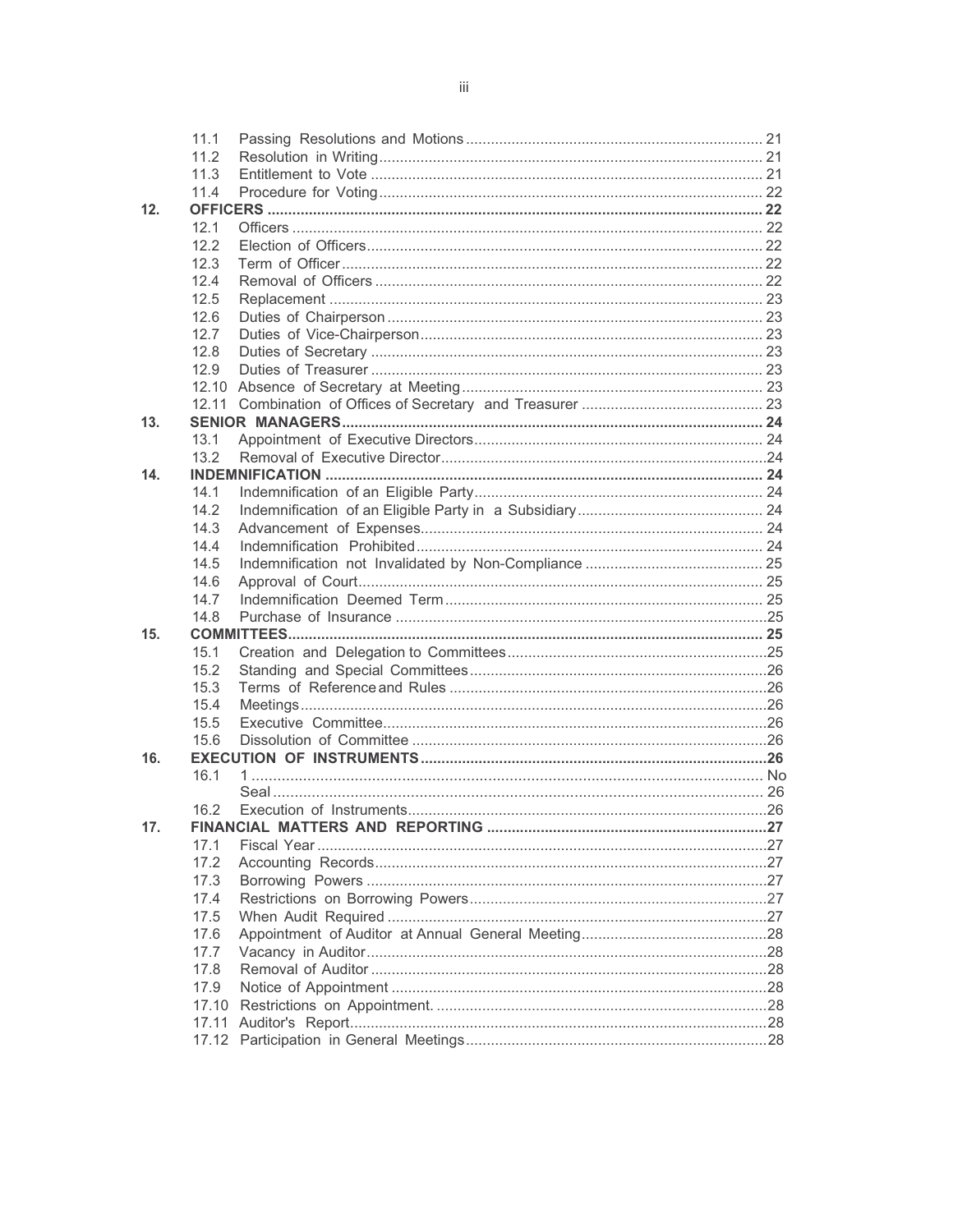| | | | |
|---|---|---|---|
| | 11.1 | Passing Resolutions and Motions | 21 |
| | 11.2 | Resolution in Writing | 21 |
| | 11.3 | Entitlement to Vote | 21 |
| | 11.4 | Procedure for Voting | 22 |
| **12.** | **OFFICERS** | | **22** |
| | 12.1 | Officers | 22 |
| | 12.2 | Election of Officers | 22 |
| | 12.3 | Term of Officer | 22 |
| | 12.4 | Removal of Officers | 22 |
| | 12.5 | Replacement | 23 |
| | 12.6 | Duties of Chairperson | 23 |
| | 12.7 | Duties of Vice-Chairperson | 23 |
| | 12.8 | Duties of Secretary | 23 |
| | 12.9 | Duties of Treasurer | 23 |
| | 12.10 | Absence of Secretary at Meeting | 23 |
| | 12.11 | Combination of Offices of Secretary and Treasurer | 23 |
| **13.** | **SENIOR MANAGERS** | | **24** |
| | 13.1 | Appointment of Executive Directors | 24 |
| | 13.2 | Removal of Executive Director | 24 |
| **14.** | **INDEMNIFICATION** | | **24** |
| | 14.1 | Indemnification of an Eligible Party | 24 |
| | 14.2 | Indemnification of an Eligible Party in a Subsidiary | 24 |
| | 14.3 | Advancement of Expenses | 24 |
| | 14.4 | Indemnification Prohibited | 24 |
| | 14.5 | Indemnification not Invalidated by Non-Compliance | 25 |
| | 14.6 | Approval of Court | 25 |
| | 14.7 | Indemnification Deemed Term | 25 |
| | 14.8 | Purchase of Insurance | 25 |
| **15.** | **COMMITTEES** | | **25** |
| | 15.1 | Creation and Delegation to Committees | 25 |
| | 15.2 | Standing and Special Committees | 26 |
| | 15.3 | Terms of Reference and Rules | 26 |
| | 15.4 | Meetings | 26 |
| | 15.5 | Executive Committee | 26 |
| | 15.6 | Dissolution of Committee | 26 |
| **16.** | **EXECUTION OF INSTRUMENTS** | | **26** |
| | 16.1 | 1 | No |
| | | Seal | 26 |
| | 16.2 | Execution of Instruments | 26 |
| **17.** | **FINANCIAL MATTERS AND REPORTING** | | **27** |
| | 17.1 | Fiscal Year | 27 |
| | 17.2 | Accounting Records | 27 |
| | 17.3 | Borrowing Powers | 27 |
| | 17.4 | Restrictions on Borrowing Powers | 27 |
| | 17.5 | When Audit Required | 27 |
| | 17.6 | Appointment of Auditor at Annual General Meeting | 28 |
| | 17.7 | Vacancy in Auditor | 28 |
| | 17.8 | Removal of Auditor | 28 |
| | 17.9 | Notice of Appointment | 28 |
| | 17.10 | Restrictions on Appointment. | 28 |
| | 17.11 | Auditor's Report | 28 |
| | 17.12 | Participation in General Meetings | 28 |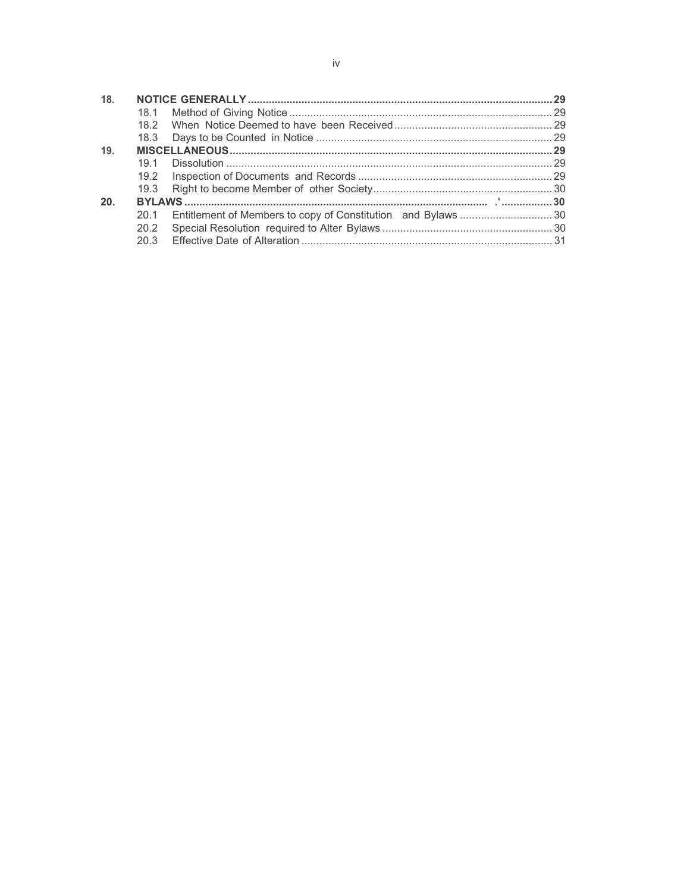| | | | |
|---|---|---|---|
| **18.** | **NOTICE GENERALLY** | | **29** |
| | 18.1 | Method of Giving Notice | 29 |
| | 18.2 | When Notice Deemed to have been Received | 29 |
| | 18.3 | Days to be Counted in Notice | 29 |
| **19.** | **MISCELLANEOUS** | | **29** |
| | 19.1 | Dissolution | 29 |
| | 19.2 | Inspection of Documents and Records | 29 |
| | 19.3 | Right to become Member of other Society | 30 |
| **20.** | **BYLAWS** | | **30** |
| | 20.1 | Entitlement of Members to copy of Constitution and Bylaws | 30 |
| | 20.2 | Special Resolution required to Alter Bylaws | 30 |
| | 20.3 | Effective Date of Alteration | 31 |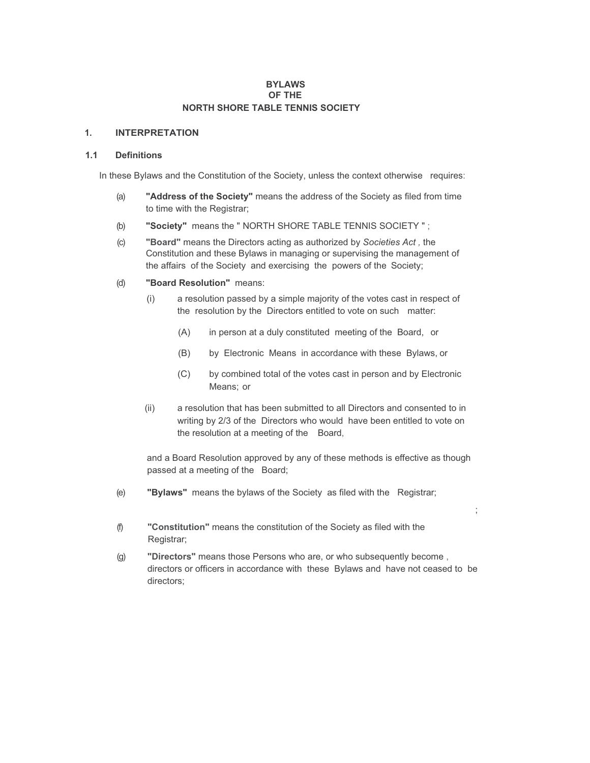# BYLAWS
# OF THE
# NORTH SHORE TABLE TENNIS SOCIETY

## 1. INTERPRETATION

### 1.1 Definitions

In these Bylaws and the Constitution of the Society, unless the context otherwise requires:

(a) **"Address of the Society"** means the address of the Society as filed from time to time with the Registrar;

(b) **"Society"** means the " NORTH SHORE TABLE TENNIS SOCIETY " ;

(c) **"Board"** means the Directors acting as authorized by *Societies Act* , the Constitution and these Bylaws in managing or supervising the management of the affairs of the Society and exercising the powers of the Society;

(d) **"Board Resolution"** means:

- (i) a resolution passed by a simple majority of the votes cast in respect of the resolution by the Directors entitled to vote on such matter:
  - (A) in person at a duly constituted meeting of the Board, or
  - (B) by Electronic Means in accordance with these Bylaws, or
  - (C) by combined total of the votes cast in person and by Electronic Means; or
- (ii) a resolution that has been submitted to all Directors and consented to in writing by 2/3 of the Directors who would have been entitled to vote on the resolution at a meeting of the Board,

and a Board Resolution approved by any of these methods is effective as though passed at a meeting of the Board;

(e) **"Bylaws"** means the bylaws of the Society as filed with the Registrar;

;

(f) **"Constitution"** means the constitution of the Society as filed with the Registrar;

(g) **"Directors"** means those Persons who are, or who subsequently become , directors or officers in accordance with these Bylaws and have not ceased to be directors;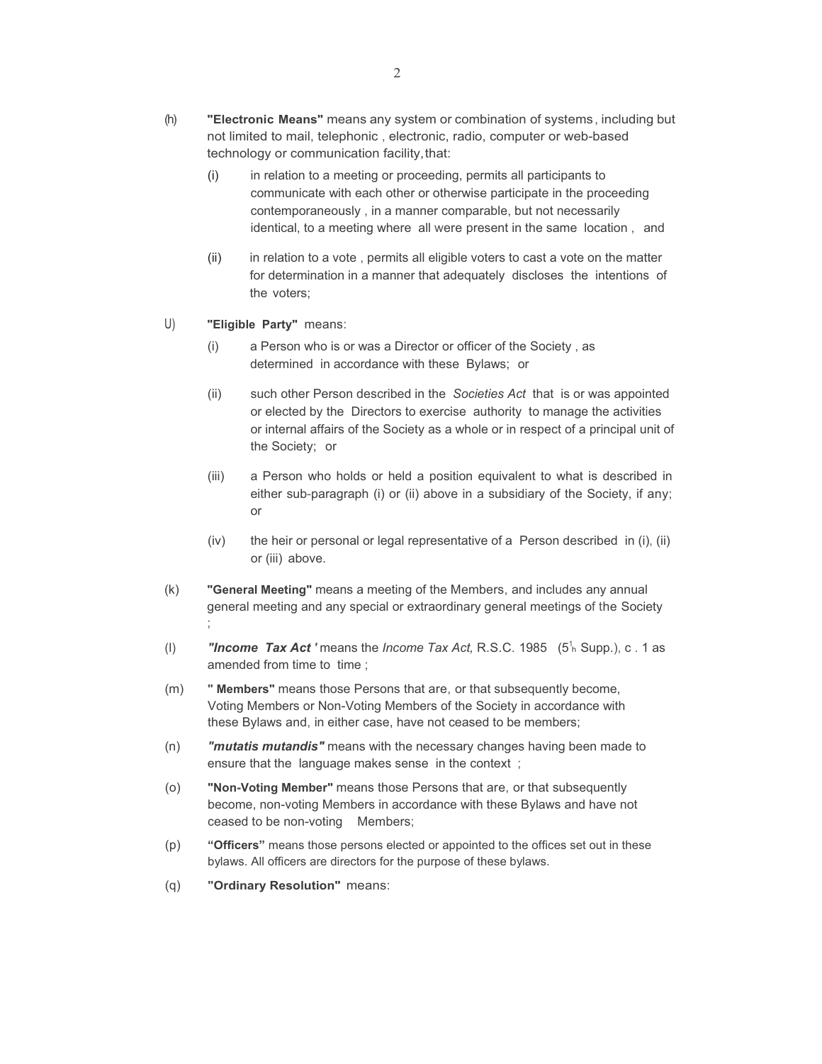(h) **"Electronic Means"** means any system or combination of systems, including but not limited to mail, telephonic , electronic, radio, computer or web-based technology or communication facility, that:

   (i) in relation to a meeting or proceeding, permits all participants to communicate with each other or otherwise participate in the proceeding contemporaneously , in a manner comparable, but not necessarily identical, to a meeting where all were present in the same location , and

   (ii) in relation to a vote , permits all eligible voters to cast a vote on the matter for determination in a manner that adequately discloses the intentions of the voters;

U) **"Eligible Party"** means:

   (i) a Person who is or was a Director or officer of the Society , as determined in accordance with these Bylaws; or

   (ii) such other Person described in the *Societies Act* that is or was appointed or elected by the Directors to exercise authority to manage the activities or internal affairs of the Society as a whole or in respect of a principal unit of the Society; or

   (iii) a Person who holds or held a position equivalent to what is described in either sub-paragraph (i) or (ii) above in a subsidiary of the Society, if any; or

   (iv) the heir or personal or legal representative of a Person described in (i), (ii) or (iii) above.

(k) **"General Meeting"** means a meeting of the Members, and includes any annual general meeting and any special or extraordinary general meetings of the Society ;

(l) ***"Income Tax Act '*** means the *Income Tax Act,* R.S.C. 1985 (5th Supp.), c . 1 as amended from time to time ;

(m) **" Members"** means those Persons that are, or that subsequently become, Voting Members or Non-Voting Members of the Society in accordance with these Bylaws and, in either case, have not ceased to be members;

(n) ***"mutatis mutandis"*** means with the necessary changes having been made to ensure that the language makes sense in the context ;

(o) **"Non-Voting Member"** means those Persons that are, or that subsequently become, non-voting Members in accordance with these Bylaws and have not ceased to be non-voting Members;

(p) **"Officers"** means those persons elected or appointed to the offices set out in these bylaws. All officers are directors for the purpose of these bylaws.

(q) **"Ordinary Resolution"** means: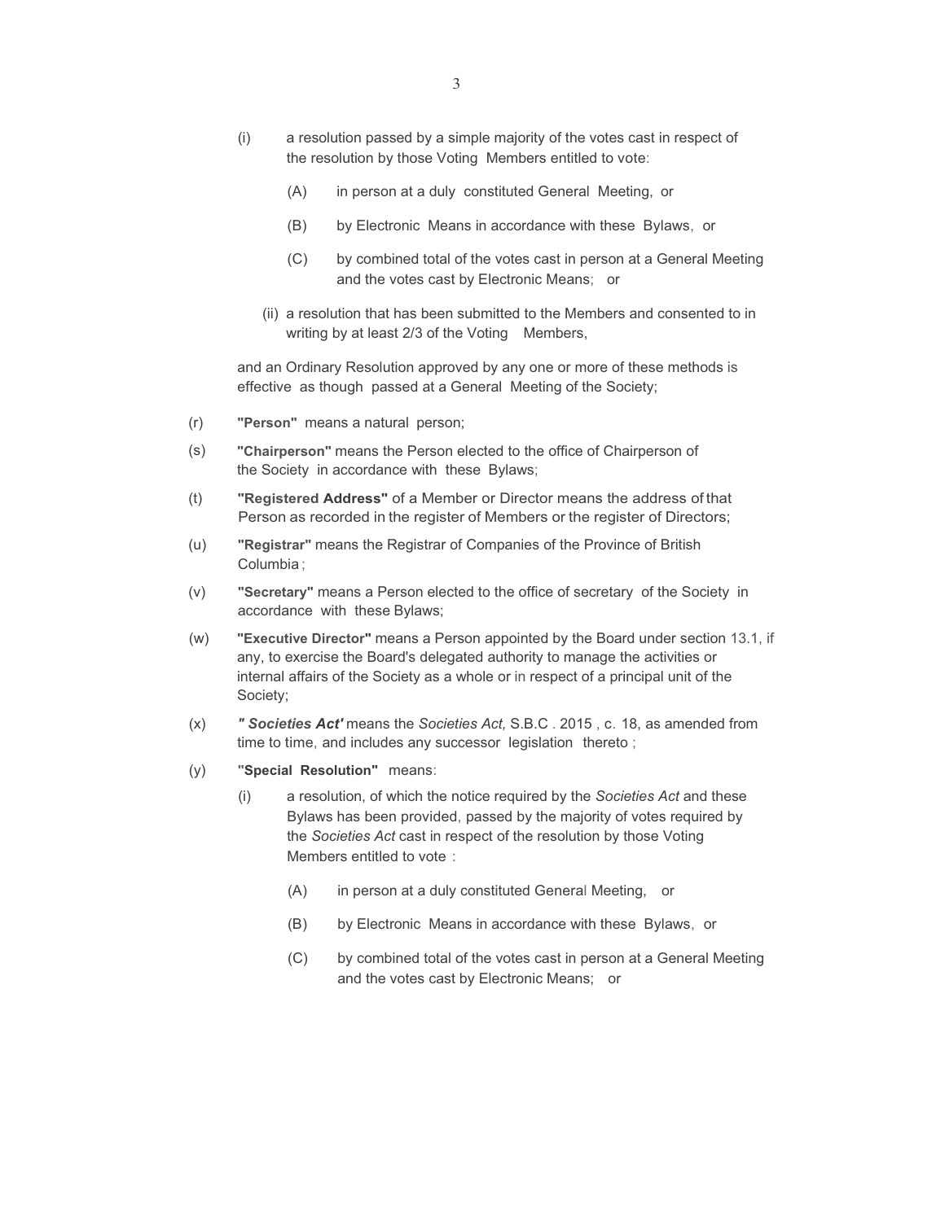(i) a resolution passed by a simple majority of the votes cast in respect of the resolution by those Voting Members entitled to vote:

 (A) in person at a duly constituted General Meeting, or

 (B) by Electronic Means in accordance with these Bylaws, or

 (C) by combined total of the votes cast in person at a General Meeting and the votes cast by Electronic Means; or

(ii) a resolution that has been submitted to the Members and consented to in writing by at least 2/3 of the Voting Members,

and an Ordinary Resolution approved by any one or more of these methods is effective as though passed at a General Meeting of the Society;

(r) **"Person"** means a natural person;

(s) **"Chairperson"** means the Person elected to the office of Chairperson of the Society in accordance with these Bylaws;

(t) **"Registered Address"** of a Member or Director means the address of that Person as recorded in the register of Members or the register of Directors;

(u) **"Registrar"** means the Registrar of Companies of the Province of British Columbia;

(v) **"Secretary"** means a Person elected to the office of secretary of the Society in accordance with these Bylaws;

(w) **"Executive Director"** means a Person appointed by the Board under section 13.1, if any, to exercise the Board's delegated authority to manage the activities or internal affairs of the Society as a whole or in respect of a principal unit of the Society;

(x) ***" Societies Act'*** means the *Societies Act,* S.B.C. 2015, c. 18, as amended from time to time, and includes any successor legislation thereto;

(y) **"Special Resolution"** means:

(i) a resolution, of which the notice required by the *Societies Act* and these Bylaws has been provided, passed by the majority of votes required by the *Societies Act* cast in respect of the resolution by those Voting Members entitled to vote:

 (A) in person at a duly constituted General Meeting, or

 (B) by Electronic Means in accordance with these Bylaws, or

 (C) by combined total of the votes cast in person at a General Meeting and the votes cast by Electronic Means; or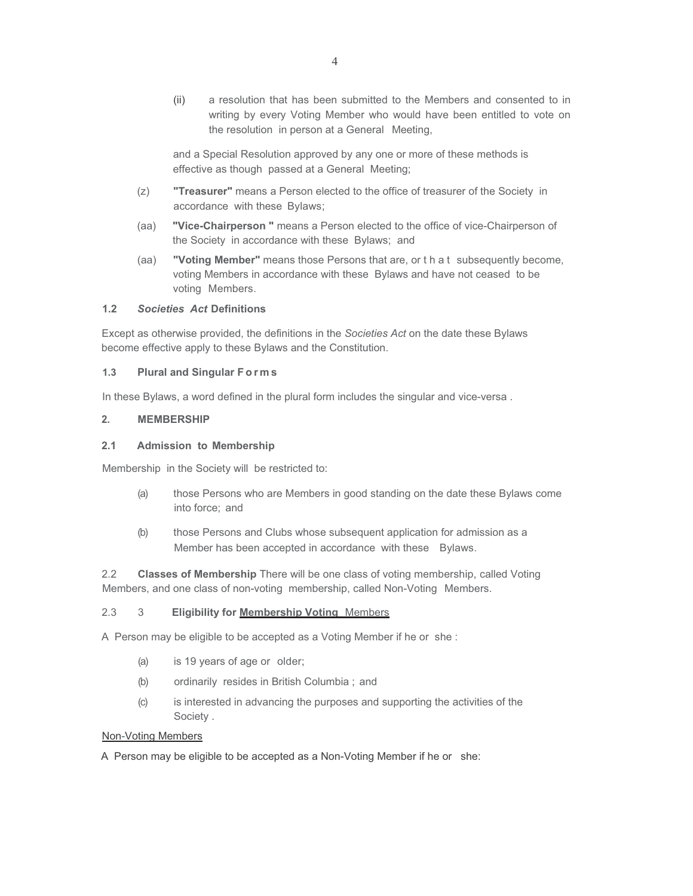(ii) a resolution that has been submitted to the Members and consented to in writing by every Voting Member who would have been entitled to vote on the resolution in person at a General Meeting,

and a Special Resolution approved by any one or more of these methods is effective as though passed at a General Meeting;

(z) **"Treasurer"** means a Person elected to the office of treasurer of the Society in accordance with these Bylaws;

(aa) **"Vice-Chairperson "** means a Person elected to the office of vice-Chairperson of the Society in accordance with these Bylaws; and

(aa) **"Voting Member"** means those Persons that are, or that subsequently become, voting Members in accordance with these Bylaws and have not ceased to be voting Members.

**1.2 *Societies Act* Definitions**

Except as otherwise provided, the definitions in the *Societies Act* on the date these Bylaws become effective apply to these Bylaws and the Constitution.

**1.3 Plural and Singular Forms**

In these Bylaws, a word defined in the plural form includes the singular and vice-versa .

## 2. MEMBERSHIP

**2.1 Admission to Membership**

Membership in the Society will be restricted to:

(a) those Persons who are Members in good standing on the date these Bylaws come into force; and

(b) those Persons and Clubs whose subsequent application for admission as a Member has been accepted in accordance with these Bylaws.

2.2 **Classes of Membership** There will be one class of voting membership, called Voting Members, and one class of non-voting membership, called Non-Voting Members.

2.3 3 **Eligibility for Membership Voting** Members

A Person may be eligible to be accepted as a Voting Member if he or she :

(a) is 19 years of age or older;

(b) ordinarily resides in British Columbia ; and

(c) is interested in advancing the purposes and supporting the activities of the Society .

Non-Voting Members

A Person may be eligible to be accepted as a Non-Voting Member if he or she: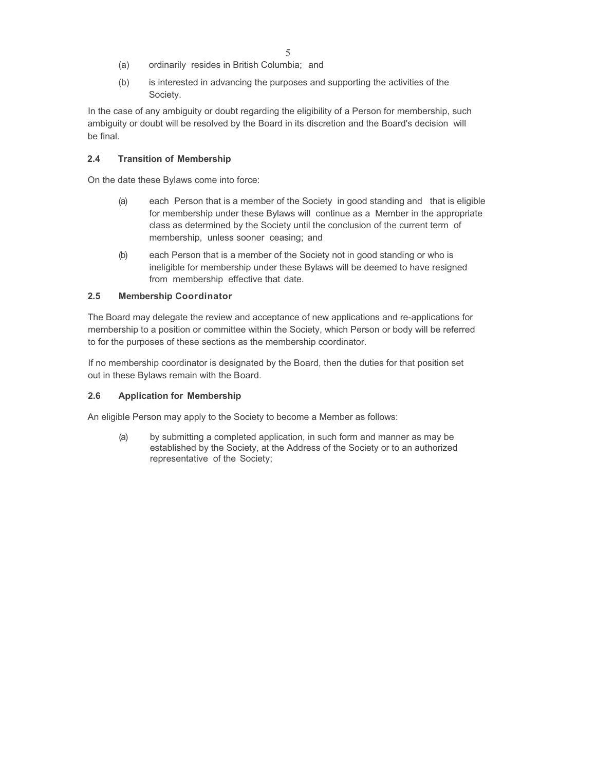(a) ordinarily resides in British Columbia; and

(b) is interested in advancing the purposes and supporting the activities of the Society.

In the case of any ambiguity or doubt regarding the eligibility of a Person for membership, such ambiguity or doubt will be resolved by the Board in its discretion and the Board's decision will be final.

### 2.4 Transition of Membership

On the date these Bylaws come into force:

(a) each Person that is a member of the Society in good standing and that is eligible for membership under these Bylaws will continue as a Member in the appropriate class as determined by the Society until the conclusion of the current term of membership, unless sooner ceasing; and

(b) each Person that is a member of the Society not in good standing or who is ineligible for membership under these Bylaws will be deemed to have resigned from membership effective that date.

### 2.5 Membership Coordinator

The Board may delegate the review and acceptance of new applications and re-applications for membership to a position or committee within the Society, which Person or body will be referred to for the purposes of these sections as the membership coordinator.

If no membership coordinator is designated by the Board, then the duties for that position set out in these Bylaws remain with the Board.

### 2.6 Application for Membership

An eligible Person may apply to the Society to become a Member as follows:

(a) by submitting a completed application, in such form and manner as may be established by the Society, at the Address of the Society or to an authorized representative of the Society;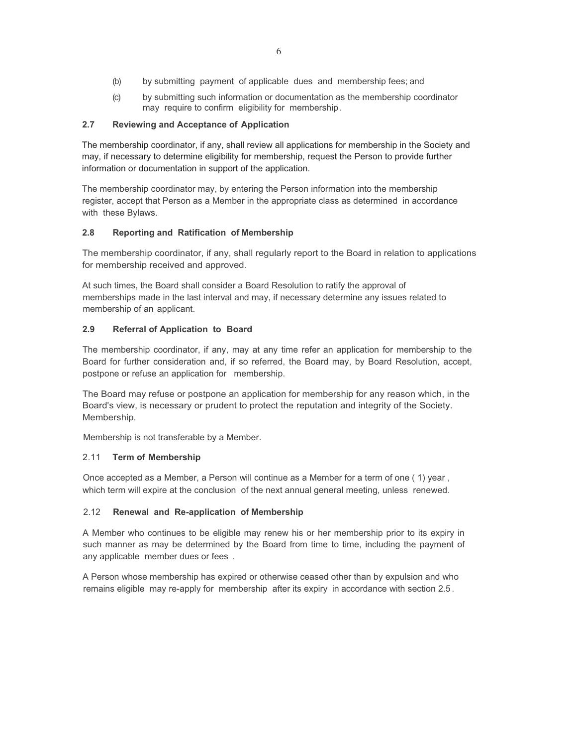(b) by submitting payment of applicable dues and membership fees; and

(c) by submitting such information or documentation as the membership coordinator may require to confirm eligibility for membership.

### 2.7 Reviewing and Acceptance of Application

The membership coordinator, if any, shall review all applications for membership in the Society and may, if necessary to determine eligibility for membership, request the Person to provide further information or documentation in support of the application.

The membership coordinator may, by entering the Person information into the membership register, accept that Person as a Member in the appropriate class as determined in accordance with these Bylaws.

### 2.8 Reporting and Ratification of Membership

The membership coordinator, if any, shall regularly report to the Board in relation to applications for membership received and approved.

At such times, the Board shall consider a Board Resolution to ratify the approval of memberships made in the last interval and may, if necessary determine any issues related to membership of an applicant.

### 2.9 Referral of Application to Board

The membership coordinator, if any, may at any time refer an application for membership to the Board for further consideration and, if so referred, the Board may, by Board Resolution, accept, postpone or refuse an application for membership.

The Board may refuse or postpone an application for membership for any reason which, in the Board's view, is necessary or prudent to protect the reputation and integrity of the Society. Membership.

Membership is not transferable by a Member.

### 2.11 Term of Membership

Once accepted as a Member, a Person will continue as a Member for a term of one ( 1) year , which term will expire at the conclusion of the next annual general meeting, unless renewed.

### 2.12 Renewal and Re-application of Membership

A Member who continues to be eligible may renew his or her membership prior to its expiry in such manner as may be determined by the Board from time to time, including the payment of any applicable member dues or fees .

A Person whose membership has expired or otherwise ceased other than by expulsion and who remains eligible may re-apply for membership after its expiry in accordance with section 2.5 .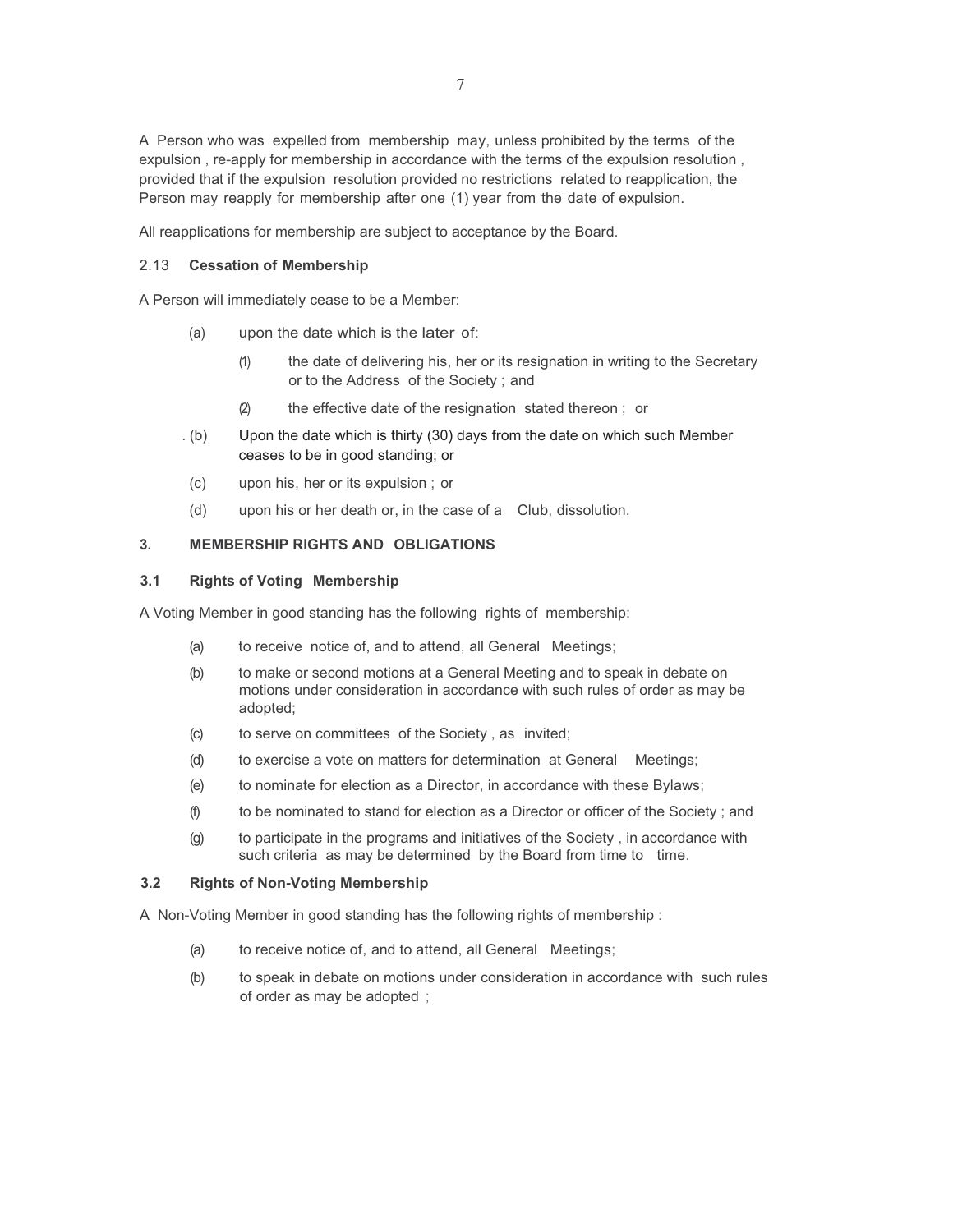A Person who was expelled from membership may, unless prohibited by the terms of the expulsion , re-apply for membership in accordance with the terms of the expulsion resolution , provided that if the expulsion resolution provided no restrictions related to reapplication, the Person may reapply for membership after one (1) year from the date of expulsion.

All reapplications for membership are subject to acceptance by the Board.

### 2.13 **Cessation of Membership**

A Person will immediately cease to be a Member:

- (a) upon the date which is the later of:
  - (1) the date of delivering his, her or its resignation in writing to the Secretary or to the Address of the Society ; and
  - (2) the effective date of the resignation stated thereon ; or
- (b) Upon the date which is thirty (30) days from the date on which such Member ceases to be in good standing; or
- (c) upon his, her or its expulsion ; or
- (d) upon his or her death or, in the case of a Club, dissolution.

## 3. MEMBERSHIP RIGHTS AND OBLIGATIONS

### 3.1 Rights of Voting Membership

A Voting Member in good standing has the following rights of membership:

- (a) to receive notice of, and to attend, all General Meetings;
- (b) to make or second motions at a General Meeting and to speak in debate on motions under consideration in accordance with such rules of order as may be adopted;
- (c) to serve on committees of the Society , as invited;
- (d) to exercise a vote on matters for determination at General Meetings;
- (e) to nominate for election as a Director, in accordance with these Bylaws;
- (f) to be nominated to stand for election as a Director or officer of the Society ; and
- (g) to participate in the programs and initiatives of the Society , in accordance with such criteria as may be determined by the Board from time to time.

### 3.2 Rights of Non-Voting Membership

A Non-Voting Member in good standing has the following rights of membership :

- (a) to receive notice of, and to attend, all General Meetings;
- (b) to speak in debate on motions under consideration in accordance with such rules of order as may be adopted ;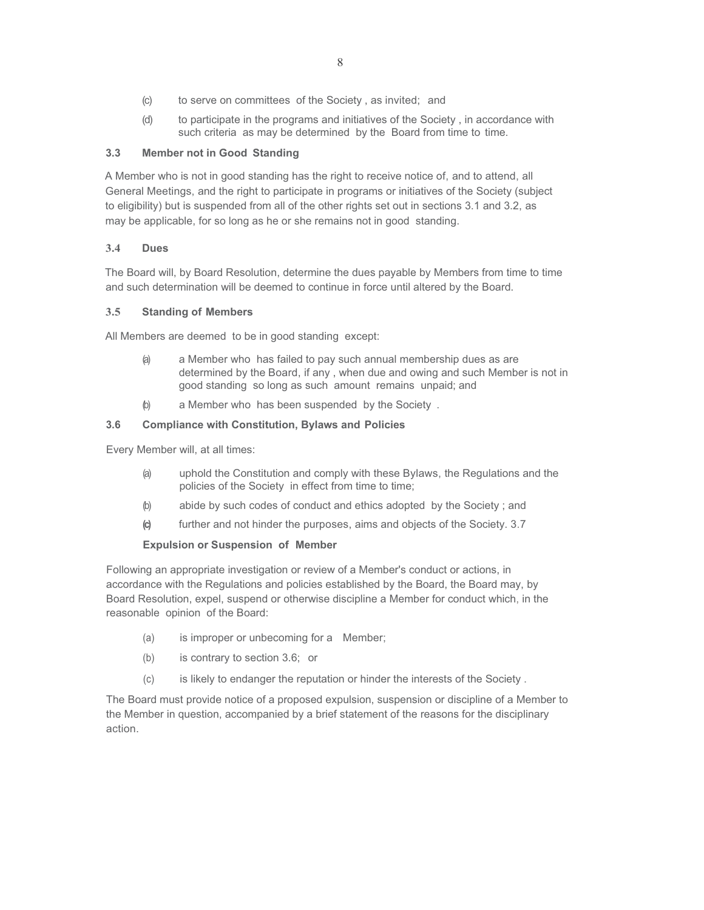(c) to serve on committees of the Society, as invited; and

(d) to participate in the programs and initiatives of the Society, in accordance with such criteria as may be determined by the Board from time to time.

### 3.3 Member not in Good Standing

A Member who is not in good standing has the right to receive notice of, and to attend, all General Meetings, and the right to participate in programs or initiatives of the Society (subject to eligibility) but is suspended from all of the other rights set out in sections 3.1 and 3.2, as may be applicable, for so long as he or she remains not in good standing.

### 3.4 Dues

The Board will, by Board Resolution, determine the dues payable by Members from time to time and such determination will be deemed to continue in force until altered by the Board.

### 3.5 Standing of Members

All Members are deemed to be in good standing except:

(a) a Member who has failed to pay such annual membership dues as are determined by the Board, if any, when due and owing and such Member is not in good standing so long as such amount remains unpaid; and

(b) a Member who has been suspended by the Society.

### 3.6 Compliance with Constitution, Bylaws and Policies

Every Member will, at all times:

(a) uphold the Constitution and comply with these Bylaws, the Regulations and the policies of the Society in effect from time to time;

(b) abide by such codes of conduct and ethics adopted by the Society; and

(c) further and not hinder the purposes, aims and objects of the Society.

### 3.7 Expulsion or Suspension of Member

Following an appropriate investigation or review of a Member's conduct or actions, in accordance with the Regulations and policies established by the Board, the Board may, by Board Resolution, expel, suspend or otherwise discipline a Member for conduct which, in the reasonable opinion of the Board:

(a) is improper or unbecoming for a Member;

(b) is contrary to section 3.6; or

(c) is likely to endanger the reputation or hinder the interests of the Society.

The Board must provide notice of a proposed expulsion, suspension or discipline of a Member to the Member in question, accompanied by a brief statement of the reasons for the disciplinary action.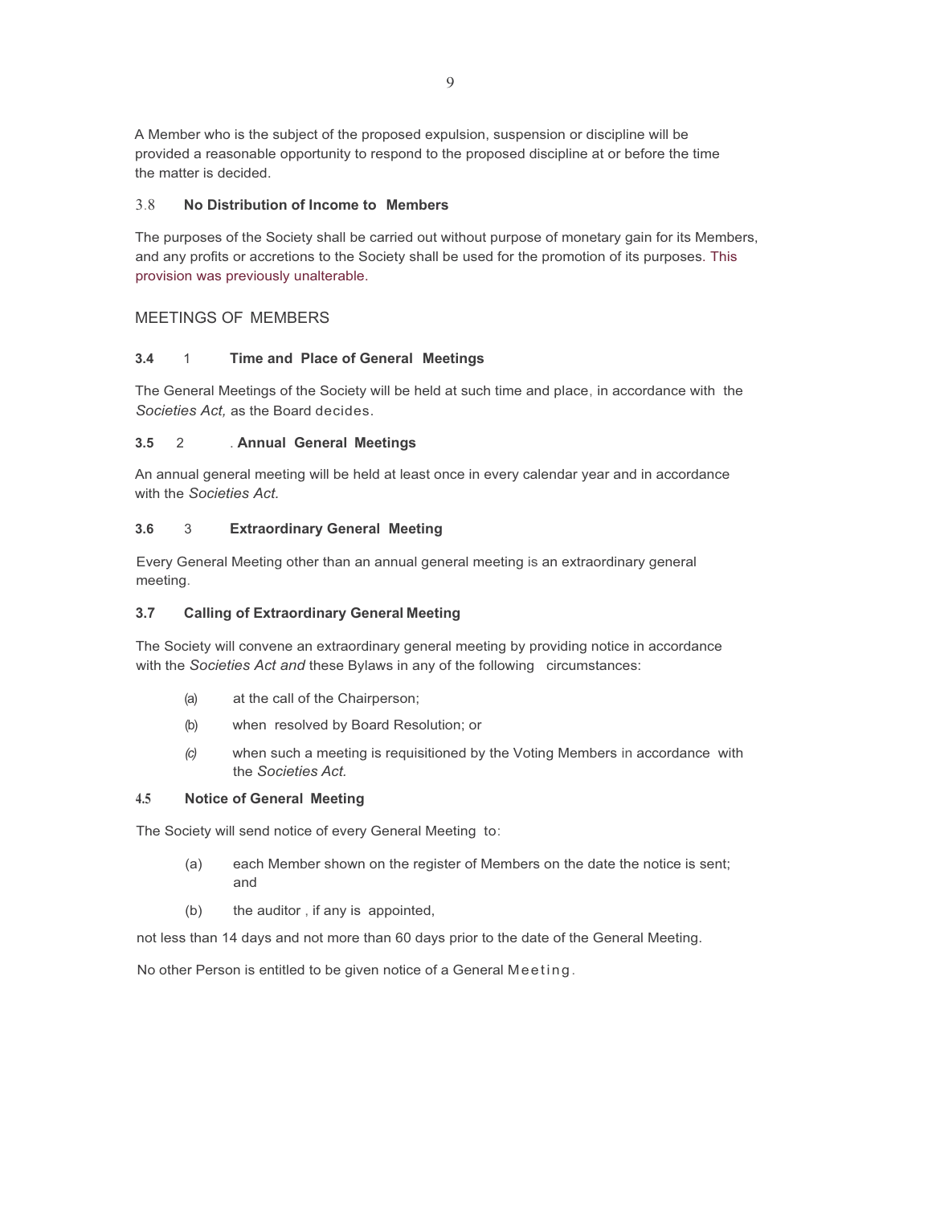A Member who is the subject of the proposed expulsion, suspension or discipline will be provided a reasonable opportunity to respond to the proposed discipline at or before the time the matter is decided.

### 3.8 No Distribution of Income to Members

The purposes of the Society shall be carried out without purpose of monetary gain for its Members, and any profits or accretions to the Society shall be used for the promotion of its purposes. This provision was previously unalterable.

## MEETINGS OF MEMBERS

### 3.4 1 Time and Place of General Meetings

The General Meetings of the Society will be held at such time and place, in accordance with the *Societies Act,* as the Board decides.

### 3.5 2 . Annual General Meetings

An annual general meeting will be held at least once in every calendar year and in accordance with the *Societies Act.*

### 3.6 3 Extraordinary General Meeting

Every General Meeting other than an annual general meeting is an extraordinary general meeting.

### 3.7 Calling of Extraordinary General Meeting

The Society will convene an extraordinary general meeting by providing notice in accordance with the *Societies Act and* these Bylaws in any of the following circumstances:

(a) at the call of the Chairperson;

(b) when resolved by Board Resolution; or

(c) when such a meeting is requisitioned by the Voting Members in accordance with the *Societies Act.*

### 4.5 Notice of General Meeting

The Society will send notice of every General Meeting to:

(a) each Member shown on the register of Members on the date the notice is sent; and

(b) the auditor , if any is appointed,

not less than 14 days and not more than 60 days prior to the date of the General Meeting.

No other Person is entitled to be given notice of a General Meeting.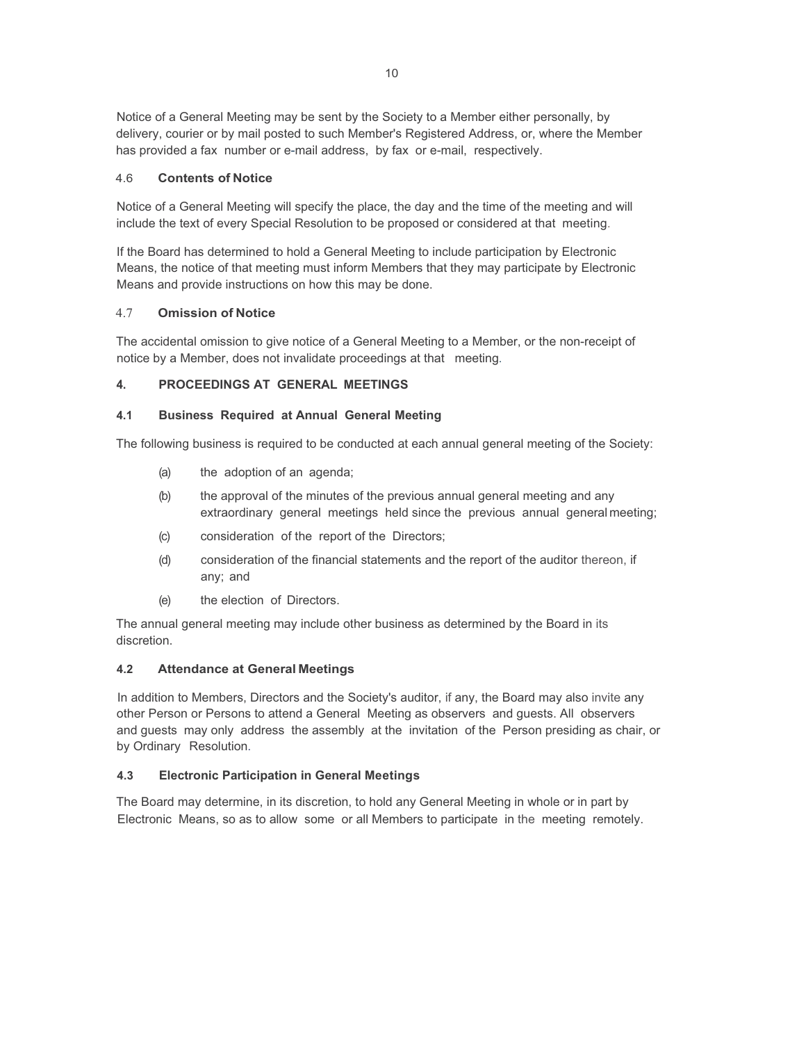Notice of a General Meeting may be sent by the Society to a Member either personally, by delivery, courier or by mail posted to such Member's Registered Address, or, where the Member has provided a fax number or e-mail address, by fax or e-mail, respectively.

### 4.6 Contents of Notice

Notice of a General Meeting will specify the place, the day and the time of the meeting and will include the text of every Special Resolution to be proposed or considered at that meeting.

If the Board has determined to hold a General Meeting to include participation by Electronic Means, the notice of that meeting must inform Members that they may participate by Electronic Means and provide instructions on how this may be done.

### 4.7 Omission of Notice

The accidental omission to give notice of a General Meeting to a Member, or the non-receipt of notice by a Member, does not invalidate proceedings at that meeting.

## 4. PROCEEDINGS AT GENERAL MEETINGS

### 4.1 Business Required at Annual General Meeting

The following business is required to be conducted at each annual general meeting of the Society:

(a) the adoption of an agenda;

(b) the approval of the minutes of the previous annual general meeting and any extraordinary general meetings held since the previous annual general meeting;

(c) consideration of the report of the Directors;

(d) consideration of the financial statements and the report of the auditor thereon, if any; and

(e) the election of Directors.

The annual general meeting may include other business as determined by the Board in its discretion.

### 4.2 Attendance at General Meetings

In addition to Members, Directors and the Society's auditor, if any, the Board may also invite any other Person or Persons to attend a General Meeting as observers and guests. All observers and guests may only address the assembly at the invitation of the Person presiding as chair, or by Ordinary Resolution.

### 4.3 Electronic Participation in General Meetings

The Board may determine, in its discretion, to hold any General Meeting in whole or in part by Electronic Means, so as to allow some or all Members to participate in the meeting remotely.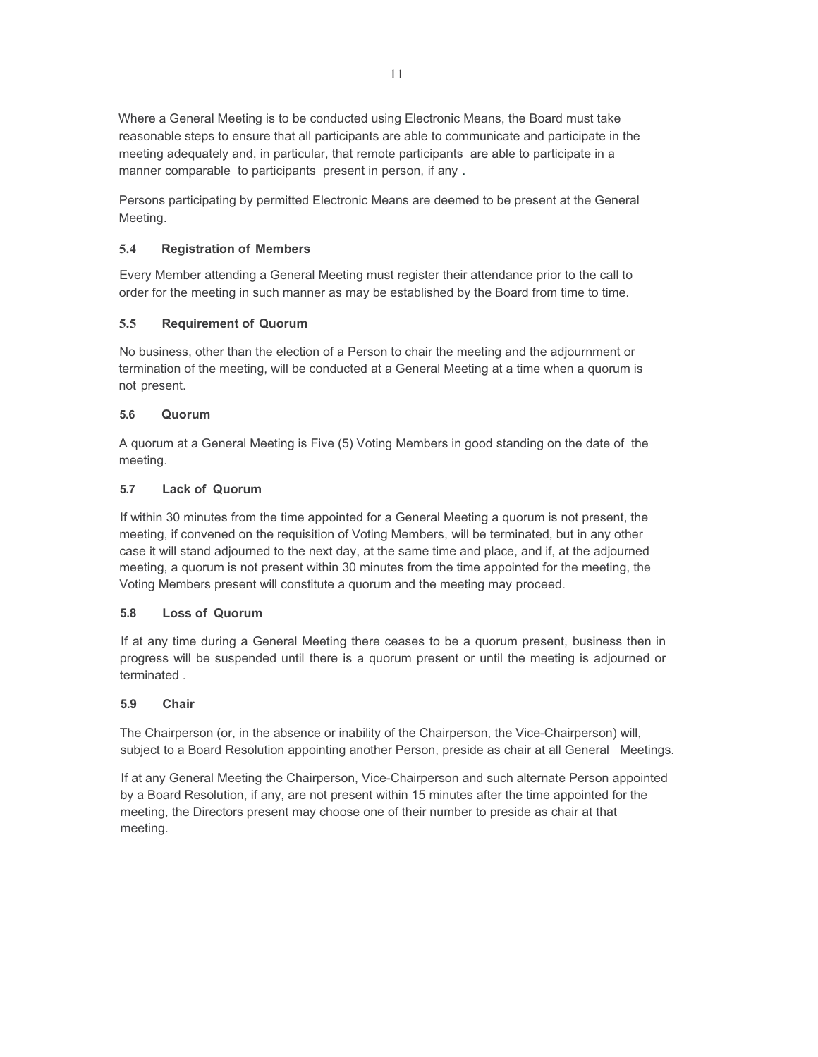Where a General Meeting is to be conducted using Electronic Means, the Board must take reasonable steps to ensure that all participants are able to communicate and participate in the meeting adequately and, in particular, that remote participants are able to participate in a manner comparable to participants present in person, if any.

Persons participating by permitted Electronic Means are deemed to be present at the General Meeting.

### 5.4 Registration of Members

Every Member attending a General Meeting must register their attendance prior to the call to order for the meeting in such manner as may be established by the Board from time to time.

### 5.5 Requirement of Quorum

No business, other than the election of a Person to chair the meeting and the adjournment or termination of the meeting, will be conducted at a General Meeting at a time when a quorum is not present.

### 5.6 Quorum

A quorum at a General Meeting is Five (5) Voting Members in good standing on the date of the meeting.

### 5.7 Lack of Quorum

If within 30 minutes from the time appointed for a General Meeting a quorum is not present, the meeting, if convened on the requisition of Voting Members, will be terminated, but in any other case it will stand adjourned to the next day, at the same time and place, and if, at the adjourned meeting, a quorum is not present within 30 minutes from the time appointed for the meeting, the Voting Members present will constitute a quorum and the meeting may proceed.

### 5.8 Loss of Quorum

If at any time during a General Meeting there ceases to be a quorum present, business then in progress will be suspended until there is a quorum present or until the meeting is adjourned or terminated.

### 5.9 Chair

The Chairperson (or, in the absence or inability of the Chairperson, the Vice-Chairperson) will, subject to a Board Resolution appointing another Person, preside as chair at all General Meetings.

If at any General Meeting the Chairperson, Vice-Chairperson and such alternate Person appointed by a Board Resolution, if any, are not present within 15 minutes after the time appointed for the meeting, the Directors present may choose one of their number to preside as chair at that meeting.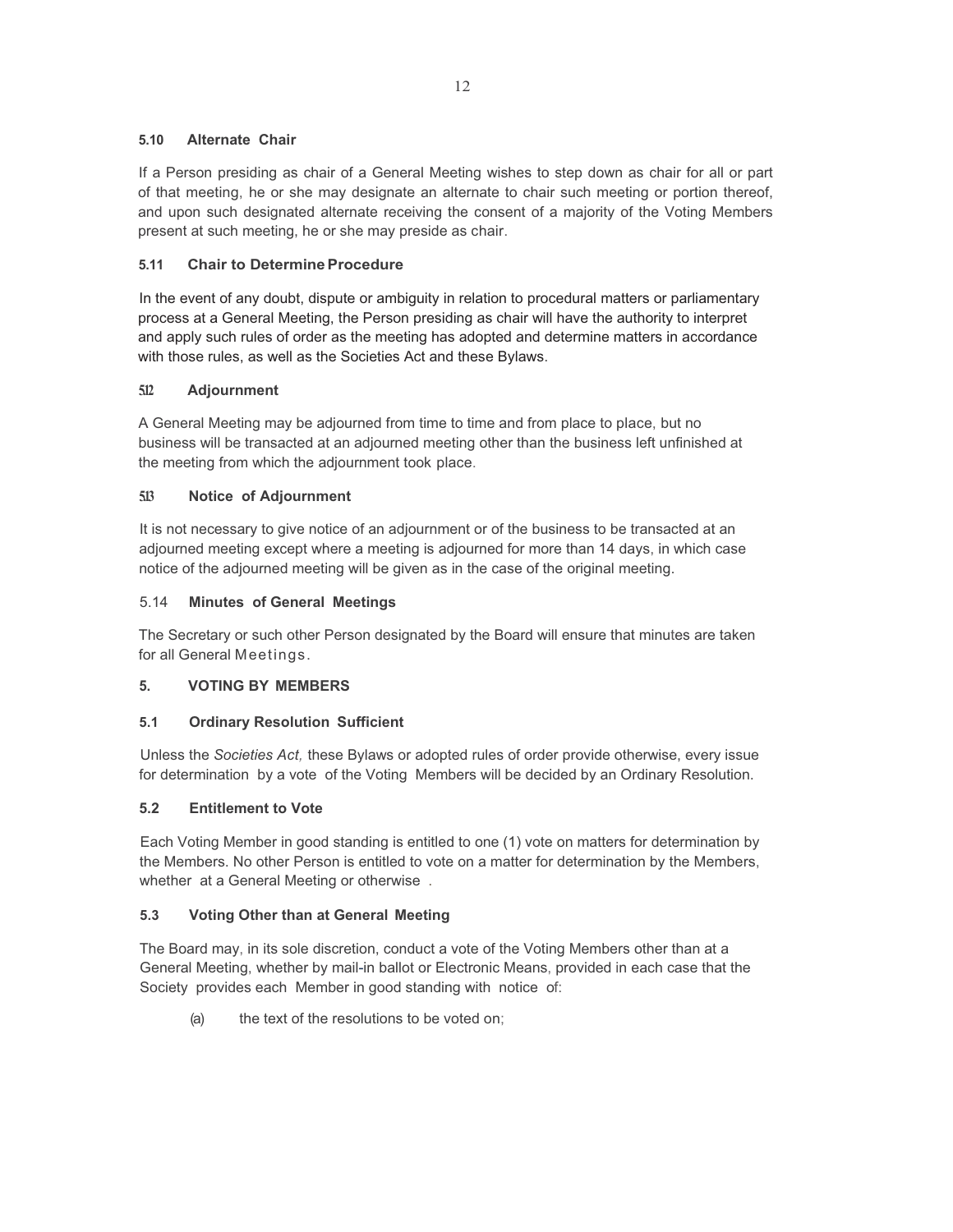### 5.10 Alternate Chair

If a Person presiding as chair of a General Meeting wishes to step down as chair for all or part of that meeting, he or she may designate an alternate to chair such meeting or portion thereof, and upon such designated alternate receiving the consent of a majority of the Voting Members present at such meeting, he or she may preside as chair.

### 5.11 Chair to Determine Procedure

In the event of any doubt, dispute or ambiguity in relation to procedural matters or parliamentary process at a General Meeting, the Person presiding as chair will have the authority to interpret and apply such rules of order as the meeting has adopted and determine matters in accordance with those rules, as well as the Societies Act and these Bylaws.

### 5.12 Adjournment

A General Meeting may be adjourned from time to time and from place to place, but no business will be transacted at an adjourned meeting other than the business left unfinished at the meeting from which the adjournment took place.

### 5.13 Notice of Adjournment

It is not necessary to give notice of an adjournment or of the business to be transacted at an adjourned meeting except where a meeting is adjourned for more than 14 days, in which case notice of the adjourned meeting will be given as in the case of the original meeting.

### 5.14 Minutes of General Meetings

The Secretary or such other Person designated by the Board will ensure that minutes are taken for all General Meetings.

## 5. VOTING BY MEMBERS

### 5.1 Ordinary Resolution Sufficient

Unless the *Societies Act,* these Bylaws or adopted rules of order provide otherwise, every issue for determination by a vote of the Voting Members will be decided by an Ordinary Resolution.

### 5.2 Entitlement to Vote

Each Voting Member in good standing is entitled to one (1) vote on matters for determination by the Members. No other Person is entitled to vote on a matter for determination by the Members, whether at a General Meeting or otherwise .

### 5.3 Voting Other than at General Meeting

The Board may, in its sole discretion, conduct a vote of the Voting Members other than at a General Meeting, whether by mail-in ballot or Electronic Means, provided in each case that the Society provides each Member in good standing with notice of:

(a) the text of the resolutions to be voted on;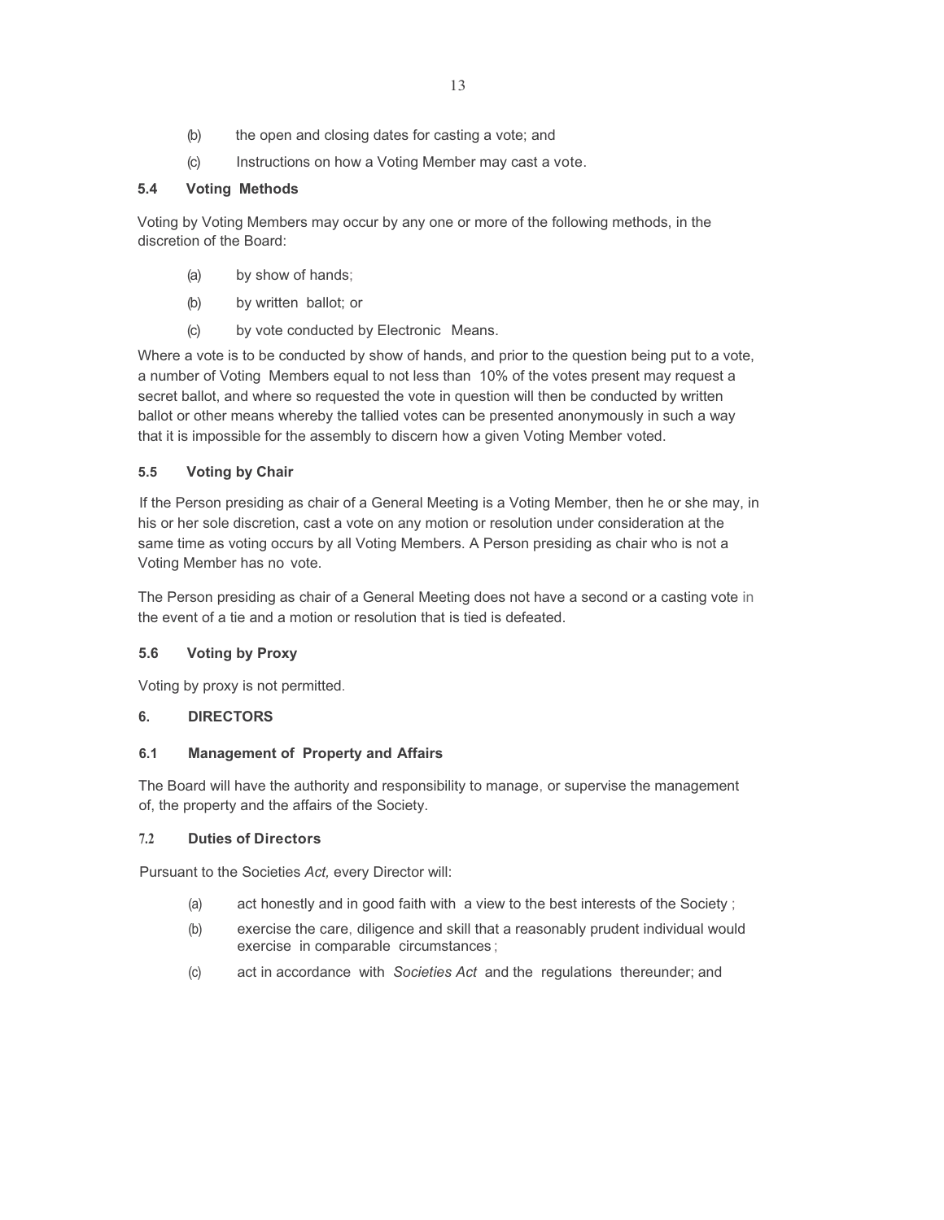(b) the open and closing dates for casting a vote; and

(c) Instructions on how a Voting Member may cast a vote.

### 5.4 Voting Methods

Voting by Voting Members may occur by any one or more of the following methods, in the discretion of the Board:

(a) by show of hands;

(b) by written ballot; or

(c) by vote conducted by Electronic Means.

Where a vote is to be conducted by show of hands, and prior to the question being put to a vote, a number of Voting Members equal to not less than 10% of the votes present may request a secret ballot, and where so requested the vote in question will then be conducted by written ballot or other means whereby the tallied votes can be presented anonymously in such a way that it is impossible for the assembly to discern how a given Voting Member voted.

### 5.5 Voting by Chair

If the Person presiding as chair of a General Meeting is a Voting Member, then he or she may, in his or her sole discretion, cast a vote on any motion or resolution under consideration at the same time as voting occurs by all Voting Members. A Person presiding as chair who is not a Voting Member has no vote.

The Person presiding as chair of a General Meeting does not have a second or a casting vote in the event of a tie and a motion or resolution that is tied is defeated.

### 5.6 Voting by Proxy

Voting by proxy is not permitted.

## 6. DIRECTORS

### 6.1 Management of Property and Affairs

The Board will have the authority and responsibility to manage, or supervise the management of, the property and the affairs of the Society.

### 7.2 Duties of Directors

Pursuant to the Societies *Act,* every Director will:

(a) act honestly and in good faith with a view to the best interests of the Society ;

(b) exercise the care, diligence and skill that a reasonably prudent individual would exercise in comparable circumstances ;

(c) act in accordance with *Societies Act* and the regulations thereunder; and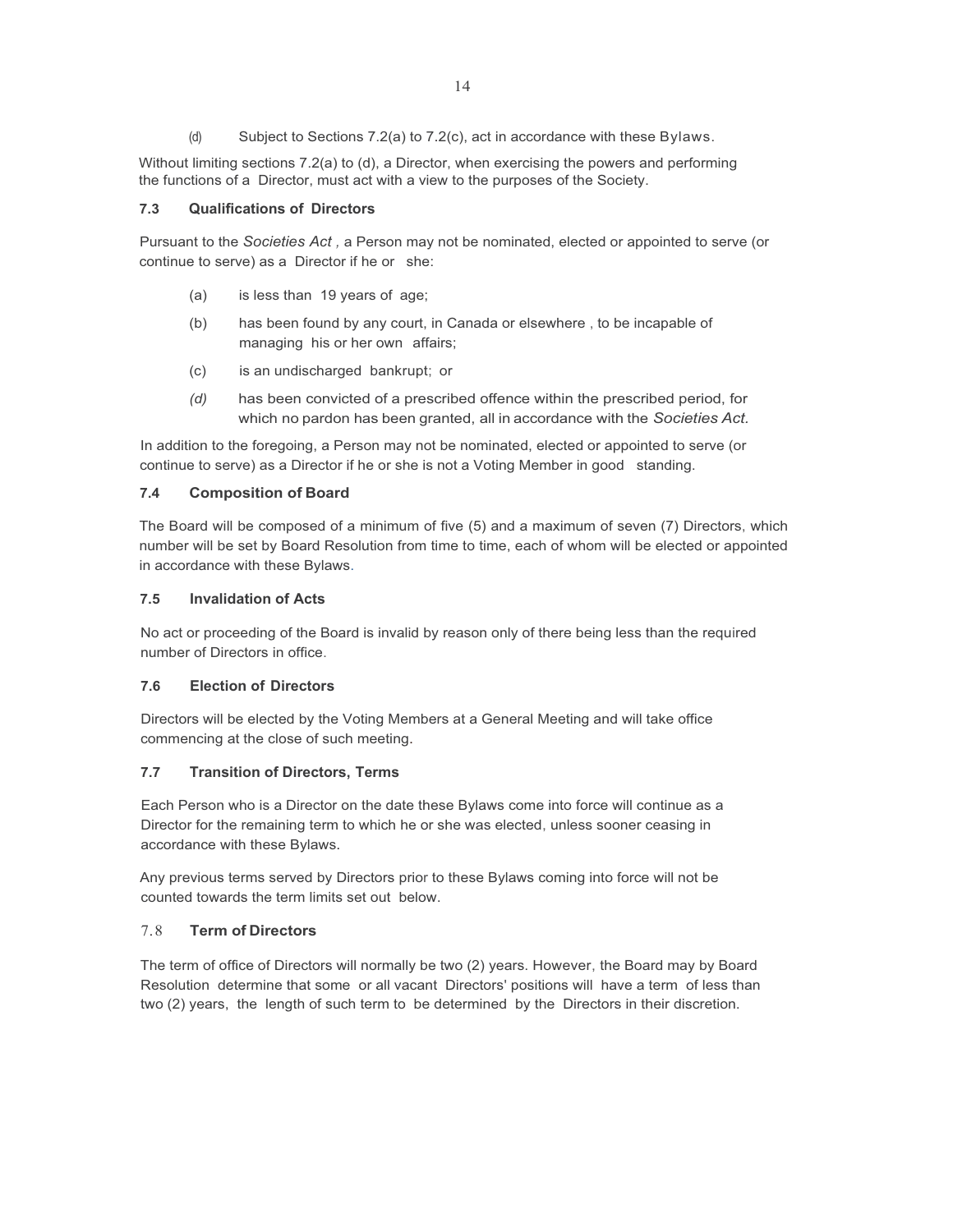(d) Subject to Sections 7.2(a) to 7.2(c), act in accordance with these Bylaws.

Without limiting sections 7.2(a) to (d), a Director, when exercising the powers and performing the functions of a Director, must act with a view to the purposes of the Society.

### 7.3 Qualifications of Directors

Pursuant to the *Societies Act ,* a Person may not be nominated, elected or appointed to serve (or continue to serve) as a Director if he or she:

(a) is less than 19 years of age;

(b) has been found by any court, in Canada or elsewhere , to be incapable of managing his or her own affairs;

(c) is an undischarged bankrupt; or

*(d)* has been convicted of a prescribed offence within the prescribed period, for which no pardon has been granted, all in accordance with the *Societies Act.*

In addition to the foregoing, a Person may not be nominated, elected or appointed to serve (or continue to serve) as a Director if he or she is not a Voting Member in good standing.

### 7.4 Composition of Board

The Board will be composed of a minimum of five (5) and a maximum of seven (7) Directors, which number will be set by Board Resolution from time to time, each of whom will be elected or appointed in accordance with these Bylaws.

### 7.5 Invalidation of Acts

No act or proceeding of the Board is invalid by reason only of there being less than the required number of Directors in office.

### 7.6 Election of Directors

Directors will be elected by the Voting Members at a General Meeting and will take office commencing at the close of such meeting.

### 7.7 Transition of Directors, Terms

Each Person who is a Director on the date these Bylaws come into force will continue as a Director for the remaining term to which he or she was elected, unless sooner ceasing in accordance with these Bylaws.

Any previous terms served by Directors prior to these Bylaws coming into force will not be counted towards the term limits set out below.

### 7.8 Term of Directors

The term of office of Directors will normally be two (2) years. However, the Board may by Board Resolution determine that some or all vacant Directors' positions will have a term of less than two (2) years, the length of such term to be determined by the Directors in their discretion.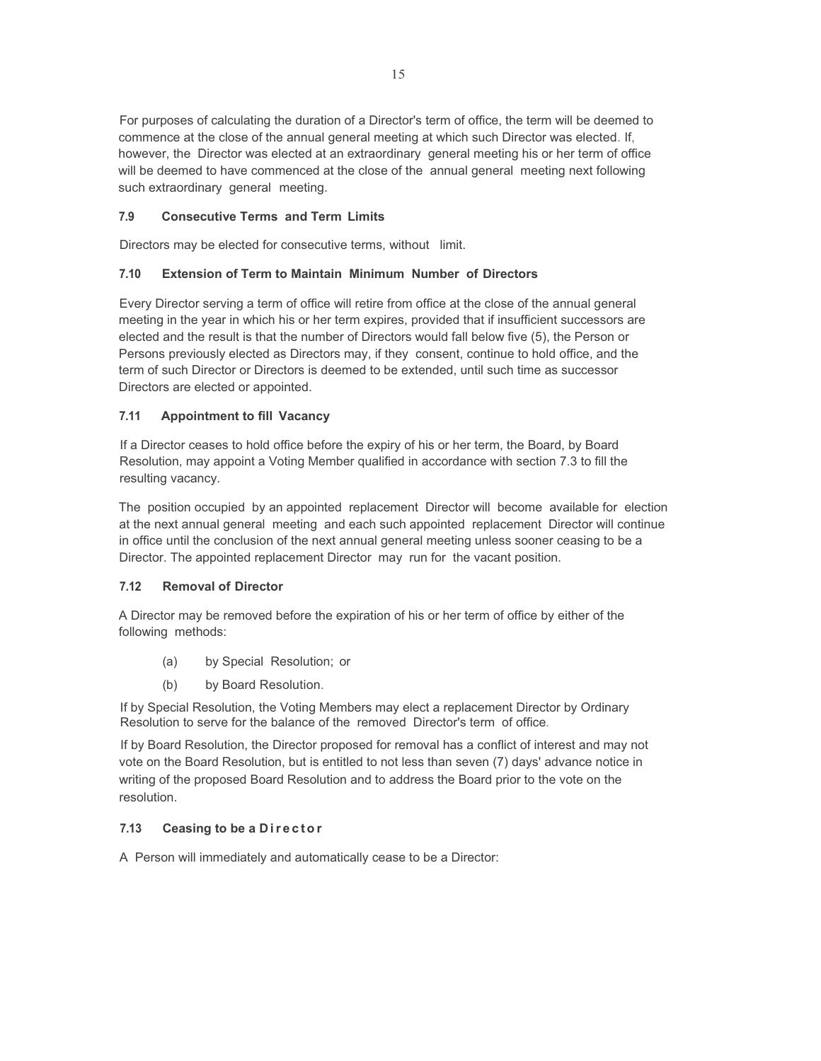For purposes of calculating the duration of a Director's term of office, the term will be deemed to commence at the close of the annual general meeting at which such Director was elected. If, however, the Director was elected at an extraordinary general meeting his or her term of office will be deemed to have commenced at the close of the annual general meeting next following such extraordinary general meeting.

#### 7.9 Consecutive Terms and Term Limits

Directors may be elected for consecutive terms, without limit.

#### 7.10 Extension of Term to Maintain Minimum Number of Directors

Every Director serving a term of office will retire from office at the close of the annual general meeting in the year in which his or her term expires, provided that if insufficient successors are elected and the result is that the number of Directors would fall below five (5), the Person or Persons previously elected as Directors may, if they consent, continue to hold office, and the term of such Director or Directors is deemed to be extended, until such time as successor Directors are elected or appointed.

#### 7.11 Appointment to fill Vacancy

If a Director ceases to hold office before the expiry of his or her term, the Board, by Board Resolution, may appoint a Voting Member qualified in accordance with section 7.3 to fill the resulting vacancy.

The position occupied by an appointed replacement Director will become available for election at the next annual general meeting and each such appointed replacement Director will continue in office until the conclusion of the next annual general meeting unless sooner ceasing to be a Director. The appointed replacement Director may run for the vacant position.

#### 7.12 Removal of Director

A Director may be removed before the expiration of his or her term of office by either of the following methods:

(a) by Special Resolution; or

(b) by Board Resolution.

If by Special Resolution, the Voting Members may elect a replacement Director by Ordinary Resolution to serve for the balance of the removed Director's term of office.

If by Board Resolution, the Director proposed for removal has a conflict of interest and may not vote on the Board Resolution, but is entitled to not less than seven (7) days' advance notice in writing of the proposed Board Resolution and to address the Board prior to the vote on the resolution.

#### 7.13 Ceasing to be a Director

A Person will immediately and automatically cease to be a Director: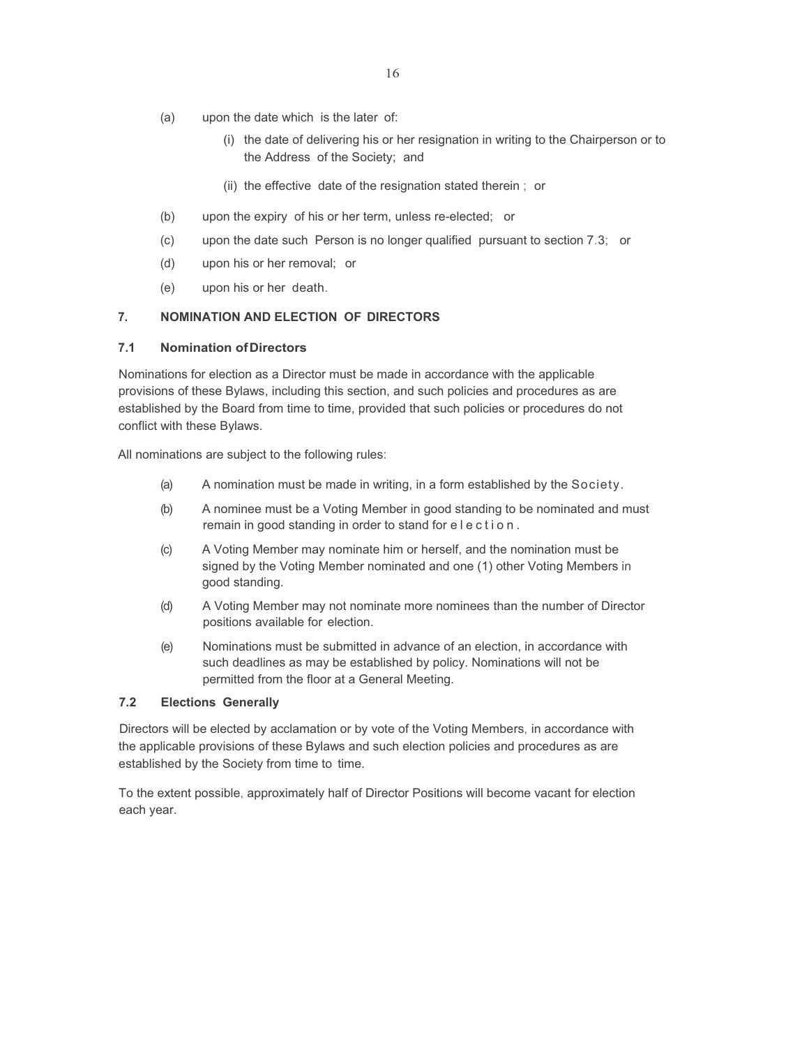(a) upon the date which is the later of:

   (i) the date of delivering his or her resignation in writing to the Chairperson or to the Address of the Society; and

   (ii) the effective date of the resignation stated therein ; or

(b) upon the expiry of his or her term, unless re-elected; or

(c) upon the date such Person is no longer qualified pursuant to section 7.3; or

(d) upon his or her removal; or

(e) upon his or her death.

## 7. NOMINATION AND ELECTION OF DIRECTORS

### 7.1 Nomination of Directors

Nominations for election as a Director must be made in accordance with the applicable provisions of these Bylaws, including this section, and such policies and procedures as are established by the Board from time to time, provided that such policies or procedures do not conflict with these Bylaws.

All nominations are subject to the following rules:

(a) A nomination must be made in writing, in a form established by the Society.

(b) A nominee must be a Voting Member in good standing to be nominated and must remain in good standing in order to stand for election.

(c) A Voting Member may nominate him or herself, and the nomination must be signed by the Voting Member nominated and one (1) other Voting Members in good standing.

(d) A Voting Member may not nominate more nominees than the number of Director positions available for election.

(e) Nominations must be submitted in advance of an election, in accordance with such deadlines as may be established by policy. Nominations will not be permitted from the floor at a General Meeting.

### 7.2 Elections Generally

Directors will be elected by acclamation or by vote of the Voting Members, in accordance with the applicable provisions of these Bylaws and such election policies and procedures as are established by the Society from time to time.

To the extent possible, approximately half of Director Positions will become vacant for election each year.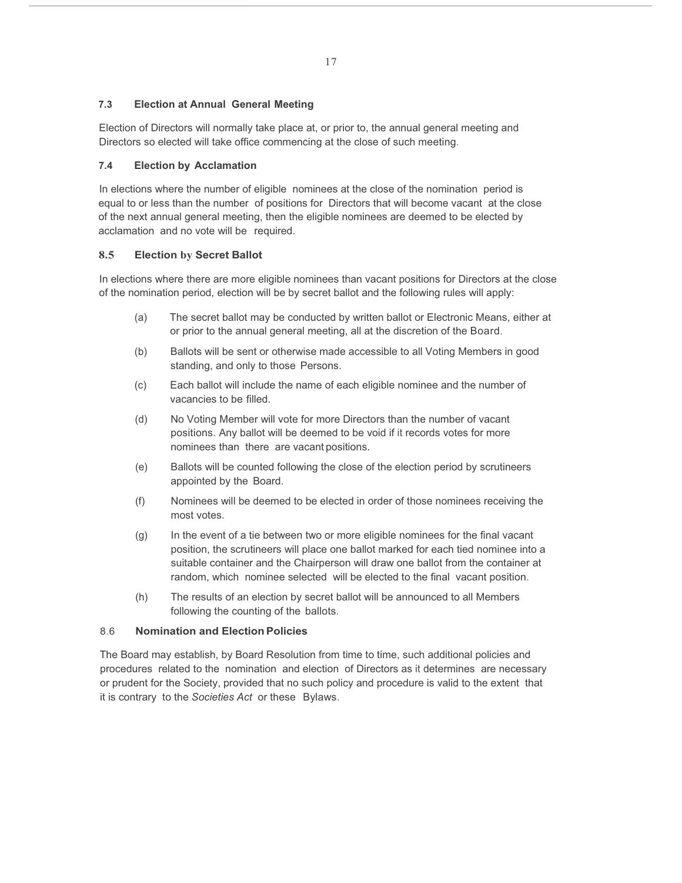### 7.3 Election at Annual General Meeting

Election of Directors will normally take place at, or prior to, the annual general meeting and Directors so elected will take office commencing at the close of such meeting.

### 7.4 Election by Acclamation

In elections where the number of eligible nominees at the close of the nomination period is equal to or less than the number of positions for Directors that will become vacant at the close of the next annual general meeting, then the eligible nominees are deemed to be elected by acclamation and no vote will be required.

### 8.5 Election by Secret Ballot

In elections where there are more eligible nominees than vacant positions for Directors at the close of the nomination period, election will be by secret ballot and the following rules will apply:

(a) The secret ballot may be conducted by written ballot or Electronic Means, either at or prior to the annual general meeting, all at the discretion of the Board.

(b) Ballots will be sent or otherwise made accessible to all Voting Members in good standing, and only to those Persons.

(c) Each ballot will include the name of each eligible nominee and the number of vacancies to be filled.

(d) No Voting Member will vote for more Directors than the number of vacant positions. Any ballot will be deemed to be void if it records votes for more nominees than there are vacant positions.

(e) Ballots will be counted following the close of the election period by scrutineers appointed by the Board.

(f) Nominees will be deemed to be elected in order of those nominees receiving the most votes.

(g) In the event of a tie between two or more eligible nominees for the final vacant position, the scrutineers will place one ballot marked for each tied nominee into a suitable container and the Chairperson will draw one ballot from the container at random, which nominee selected will be elected to the final vacant position.

(h) The results of an election by secret ballot will be announced to all Members following the counting of the ballots.

### 8.6 Nomination and Election Policies

The Board may establish, by Board Resolution from time to time, such additional policies and procedures related to the nomination and election of Directors as it determines are necessary or prudent for the Society, provided that no such policy and procedure is valid to the extent that it is contrary to the *Societies Act* or these Bylaws.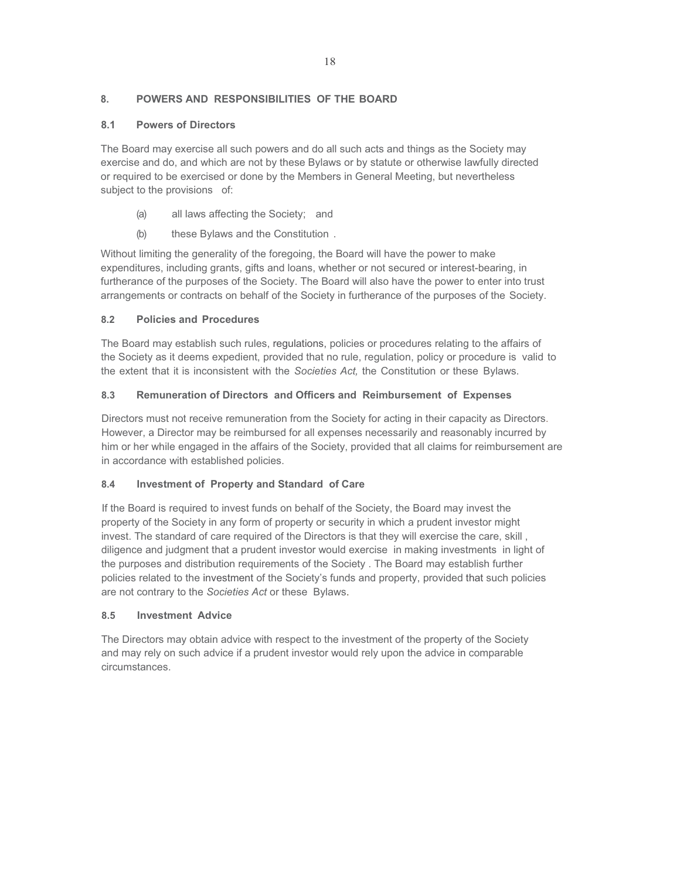## 8. POWERS AND RESPONSIBILITIES OF THE BOARD

### 8.1 Powers of Directors

The Board may exercise all such powers and do all such acts and things as the Society may exercise and do, and which are not by these Bylaws or by statute or otherwise lawfully directed or required to be exercised or done by the Members in General Meeting, but nevertheless subject to the provisions of:

(a) all laws affecting the Society; and

(b) these Bylaws and the Constitution .

Without limiting the generality of the foregoing, the Board will have the power to make expenditures, including grants, gifts and loans, whether or not secured or interest-bearing, in furtherance of the purposes of the Society. The Board will also have the power to enter into trust arrangements or contracts on behalf of the Society in furtherance of the purposes of the Society.

### 8.2 Policies and Procedures

The Board may establish such rules, regulations, policies or procedures relating to the affairs of the Society as it deems expedient, provided that no rule, regulation, policy or procedure is valid to the extent that it is inconsistent with the *Societies Act,* the Constitution or these Bylaws.

### 8.3 Remuneration of Directors and Officers and Reimbursement of Expenses

Directors must not receive remuneration from the Society for acting in their capacity as Directors. However, a Director may be reimbursed for all expenses necessarily and reasonably incurred by him or her while engaged in the affairs of the Society, provided that all claims for reimbursement are in accordance with established policies.

### 8.4 Investment of Property and Standard of Care

If the Board is required to invest funds on behalf of the Society, the Board may invest the property of the Society in any form of property or security in which a prudent investor might invest. The standard of care required of the Directors is that they will exercise the care, skill , diligence and judgment that a prudent investor would exercise in making investments in light of the purposes and distribution requirements of the Society . The Board may establish further policies related to the investment of the Society's funds and property, provided that such policies are not contrary to the *Societies Act* or these Bylaws.

### 8.5 Investment Advice

The Directors may obtain advice with respect to the investment of the property of the Society and may rely on such advice if a prudent investor would rely upon the advice in comparable circumstances.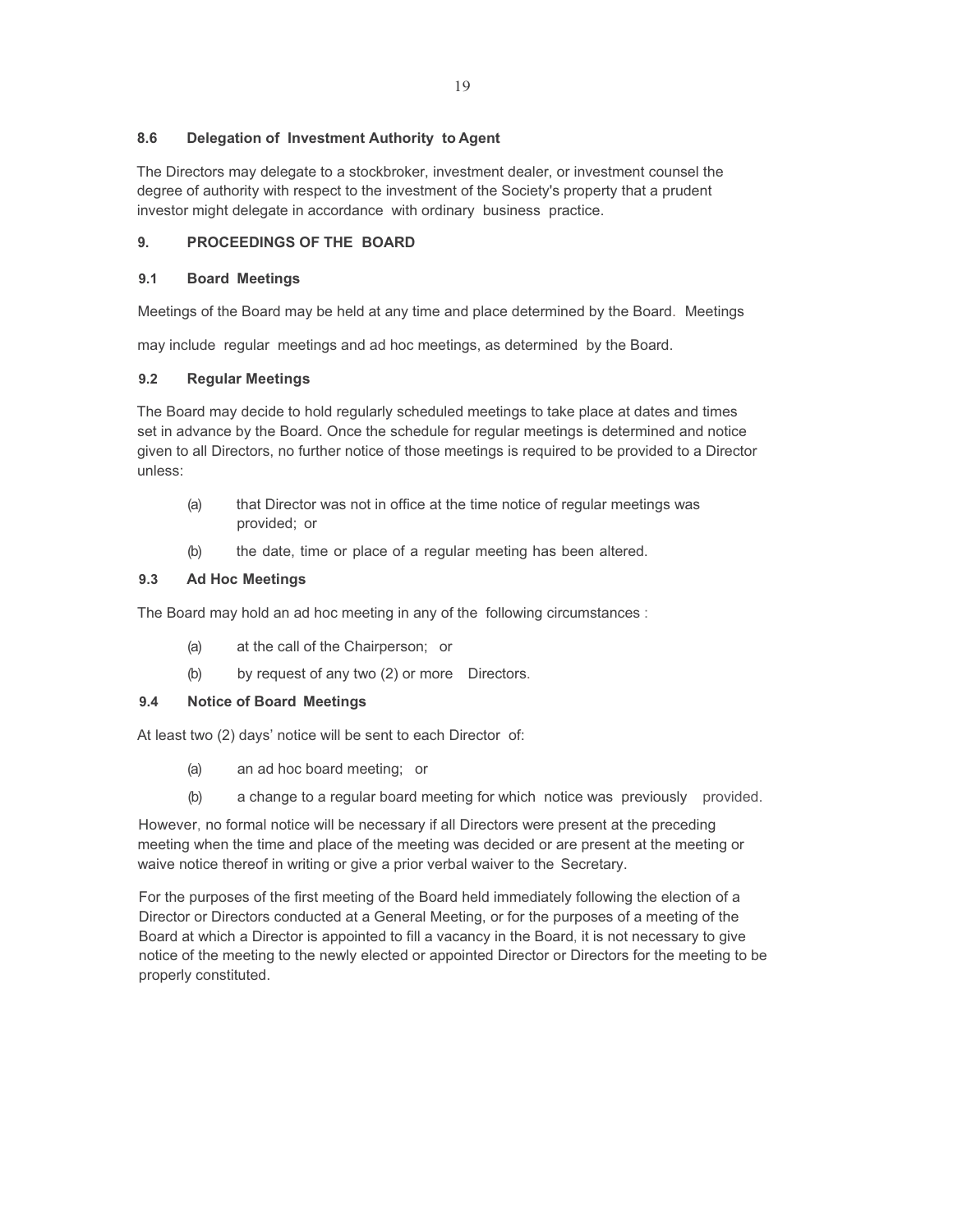### 8.6 Delegation of Investment Authority to Agent

The Directors may delegate to a stockbroker, investment dealer, or investment counsel the degree of authority with respect to the investment of the Society's property that a prudent investor might delegate in accordance with ordinary business practice.

## 9. PROCEEDINGS OF THE BOARD

### 9.1 Board Meetings

Meetings of the Board may be held at any time and place determined by the Board. Meetings may include regular meetings and ad hoc meetings, as determined by the Board.

### 9.2 Regular Meetings

The Board may decide to hold regularly scheduled meetings to take place at dates and times set in advance by the Board. Once the schedule for regular meetings is determined and notice given to all Directors, no further notice of those meetings is required to be provided to a Director unless:

(a) that Director was not in office at the time notice of regular meetings was provided; or

(b) the date, time or place of a regular meeting has been altered.

### 9.3 Ad Hoc Meetings

The Board may hold an ad hoc meeting in any of the following circumstances :

(a) at the call of the Chairperson; or

(b) by request of any two (2) or more Directors.

### 9.4 Notice of Board Meetings

At least two (2) days' notice will be sent to each Director of:

(a) an ad hoc board meeting; or

(b) a change to a regular board meeting for which notice was previously provided.

However, no formal notice will be necessary if all Directors were present at the preceding meeting when the time and place of the meeting was decided or are present at the meeting or waive notice thereof in writing or give a prior verbal waiver to the Secretary.

For the purposes of the first meeting of the Board held immediately following the election of a Director or Directors conducted at a General Meeting, or for the purposes of a meeting of the Board at which a Director is appointed to fill a vacancy in the Board, it is not necessary to give notice of the meeting to the newly elected or appointed Director or Directors for the meeting to be properly constituted.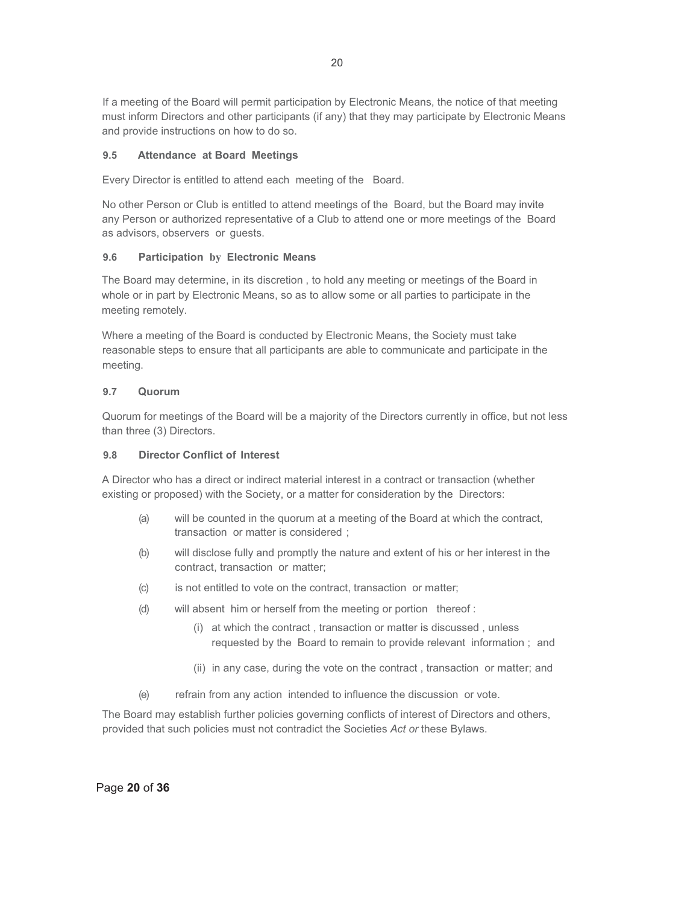If a meeting of the Board will permit participation by Electronic Means, the notice of that meeting must inform Directors and other participants (if any) that they may participate by Electronic Means and provide instructions on how to do so.

### 9.5 Attendance at Board Meetings

Every Director is entitled to attend each meeting of the Board.

No other Person or Club is entitled to attend meetings of the Board, but the Board may invite any Person or authorized representative of a Club to attend one or more meetings of the Board as advisors, observers or guests.

### 9.6 Participation by Electronic Means

The Board may determine, in its discretion , to hold any meeting or meetings of the Board in whole or in part by Electronic Means, so as to allow some or all parties to participate in the meeting remotely.

Where a meeting of the Board is conducted by Electronic Means, the Society must take reasonable steps to ensure that all participants are able to communicate and participate in the meeting.

### 9.7 Quorum

Quorum for meetings of the Board will be a majority of the Directors currently in office, but not less than three (3) Directors.

### 9.8 Director Conflict of Interest

A Director who has a direct or indirect material interest in a contract or transaction (whether existing or proposed) with the Society, or a matter for consideration by the Directors:

(a) will be counted in the quorum at a meeting of the Board at which the contract, transaction or matter is considered ;

(b) will disclose fully and promptly the nature and extent of his or her interest in the contract, transaction or matter;

(c) is not entitled to vote on the contract, transaction or matter;

(d) will absent him or herself from the meeting or portion thereof :

   (i) at which the contract , transaction or matter is discussed , unless requested by the Board to remain to provide relevant information ; and

   (ii) in any case, during the vote on the contract , transaction or matter; and

(e) refrain from any action intended to influence the discussion or vote.

The Board may establish further policies governing conflicts of interest of Directors and others, provided that such policies must not contradict the Societies *Act or* these Bylaws.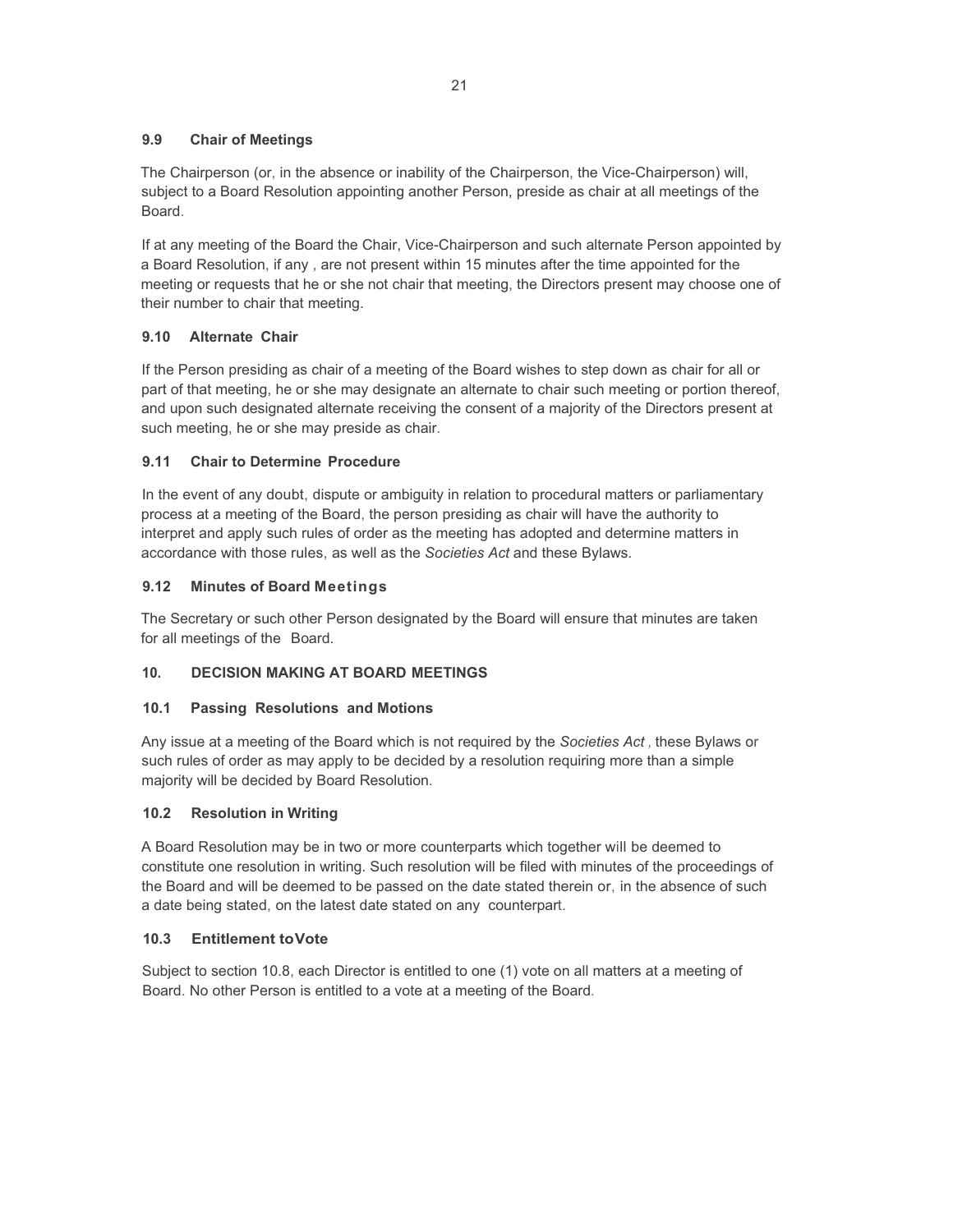### 9.9 Chair of Meetings

The Chairperson (or, in the absence or inability of the Chairperson, the Vice-Chairperson) will, subject to a Board Resolution appointing another Person, preside as chair at all meetings of the Board.

If at any meeting of the Board the Chair, Vice-Chairperson and such alternate Person appointed by a Board Resolution, if any , are not present within 15 minutes after the time appointed for the meeting or requests that he or she not chair that meeting, the Directors present may choose one of their number to chair that meeting.

### 9.10 Alternate Chair

If the Person presiding as chair of a meeting of the Board wishes to step down as chair for all or part of that meeting, he or she may designate an alternate to chair such meeting or portion thereof, and upon such designated alternate receiving the consent of a majority of the Directors present at such meeting, he or she may preside as chair.

### 9.11 Chair to Determine Procedure

In the event of any doubt, dispute or ambiguity in relation to procedural matters or parliamentary process at a meeting of the Board, the person presiding as chair will have the authority to interpret and apply such rules of order as the meeting has adopted and determine matters in accordance with those rules, as well as the *Societies Act* and these Bylaws.

### 9.12 Minutes of Board Meetings

The Secretary or such other Person designated by the Board will ensure that minutes are taken for all meetings of the Board.

## 10. DECISION MAKING AT BOARD MEETINGS

### 10.1 Passing Resolutions and Motions

Any issue at a meeting of the Board which is not required by the *Societies Act* , these Bylaws or such rules of order as may apply to be decided by a resolution requiring more than a simple majority will be decided by Board Resolution.

### 10.2 Resolution in Writing

A Board Resolution may be in two or more counterparts which together will be deemed to constitute one resolution in writing. Such resolution will be filed with minutes of the proceedings of the Board and will be deemed to be passed on the date stated therein or, in the absence of such a date being stated, on the latest date stated on any counterpart.

### 10.3 Entitlement to Vote

Subject to section 10.8, each Director is entitled to one (1) vote on all matters at a meeting of Board. No other Person is entitled to a vote at a meeting of the Board.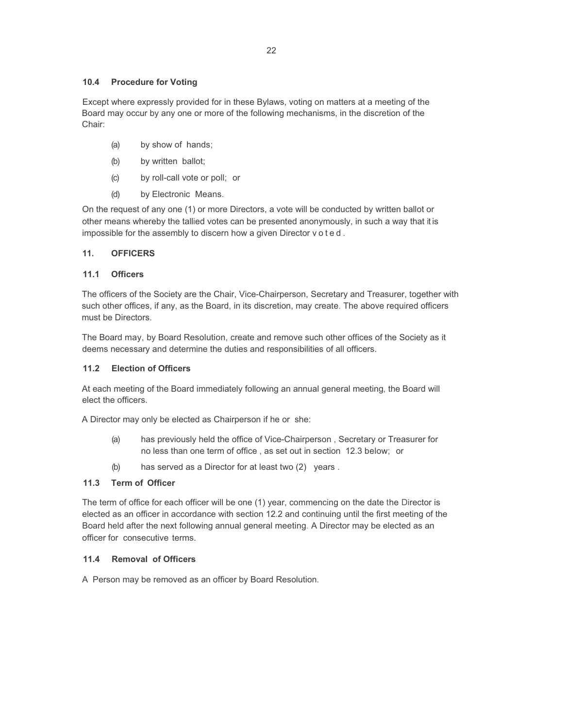### 10.4 Procedure for Voting

Except where expressly provided for in these Bylaws, voting on matters at a meeting of the Board may occur by any one or more of the following mechanisms, in the discretion of the Chair:

- (a) by show of hands;
- (b) by written ballot;
- (c) by roll-call vote or poll; or
- (d) by Electronic Means.

On the request of any one (1) or more Directors, a vote will be conducted by written ballot or other means whereby the tallied votes can be presented anonymously, in such a way that it is impossible for the assembly to discern how a given Director voted.

## 11. OFFICERS

### 11.1 Officers

The officers of the Society are the Chair, Vice-Chairperson, Secretary and Treasurer, together with such other offices, if any, as the Board, in its discretion, may create. The above required officers must be Directors.

The Board may, by Board Resolution, create and remove such other offices of the Society as it deems necessary and determine the duties and responsibilities of all officers.

### 11.2 Election of Officers

At each meeting of the Board immediately following an annual general meeting, the Board will elect the officers.

A Director may only be elected as Chairperson if he or she:

- (a) has previously held the office of Vice-Chairperson, Secretary or Treasurer for no less than one term of office, as set out in section 12.3 below; or
- (b) has served as a Director for at least two (2) years.

### 11.3 Term of Officer

The term of office for each officer will be one (1) year, commencing on the date the Director is elected as an officer in accordance with section 12.2 and continuing until the first meeting of the Board held after the next following annual general meeting. A Director may be elected as an officer for consecutive terms.

### 11.4 Removal of Officers

A Person may be removed as an officer by Board Resolution.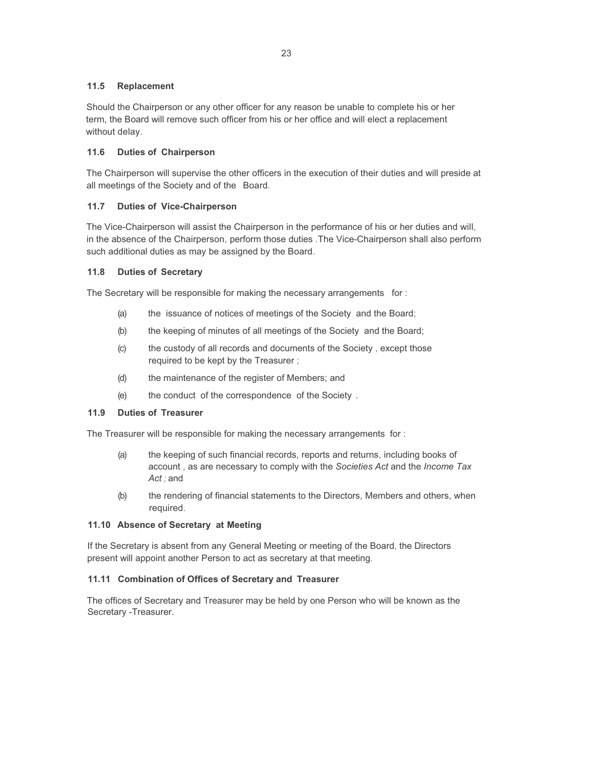### 11.5 Replacement

Should the Chairperson or any other officer for any reason be unable to complete his or her term, the Board will remove such officer from his or her office and will elect a replacement without delay.

### 11.6 Duties of Chairperson

The Chairperson will supervise the other officers in the execution of their duties and will preside at all meetings of the Society and of the Board.

### 11.7 Duties of Vice-Chairperson

The Vice-Chairperson will assist the Chairperson in the performance of his or her duties and will, in the absence of the Chairperson, perform those duties .The Vice-Chairperson shall also perform such additional duties as may be assigned by the Board.

### 11.8 Duties of Secretary

The Secretary will be responsible for making the necessary arrangements for :

(a) the issuance of notices of meetings of the Society and the Board;

(b) the keeping of minutes of all meetings of the Society and the Board;

(c) the custody of all records and documents of the Society , except those required to be kept by the Treasurer ;

(d) the maintenance of the register of Members; and

(e) the conduct of the correspondence of the Society .

### 11.9 Duties of Treasurer

The Treasurer will be responsible for making the necessary arrangements for :

(a) the keeping of such financial records, reports and returns, including books of account , as are necessary to comply with the *Societies Act* and the *Income Tax Act ;* and

(b) the rendering of financial statements to the Directors, Members and others, when required.

### 11.10 Absence of Secretary at Meeting

If the Secretary is absent from any General Meeting or meeting of the Board, the Directors present will appoint another Person to act as secretary at that meeting.

### 11.11 Combination of Offices of Secretary and Treasurer

The offices of Secretary and Treasurer may be held by one Person who will be known as the Secretary -Treasurer.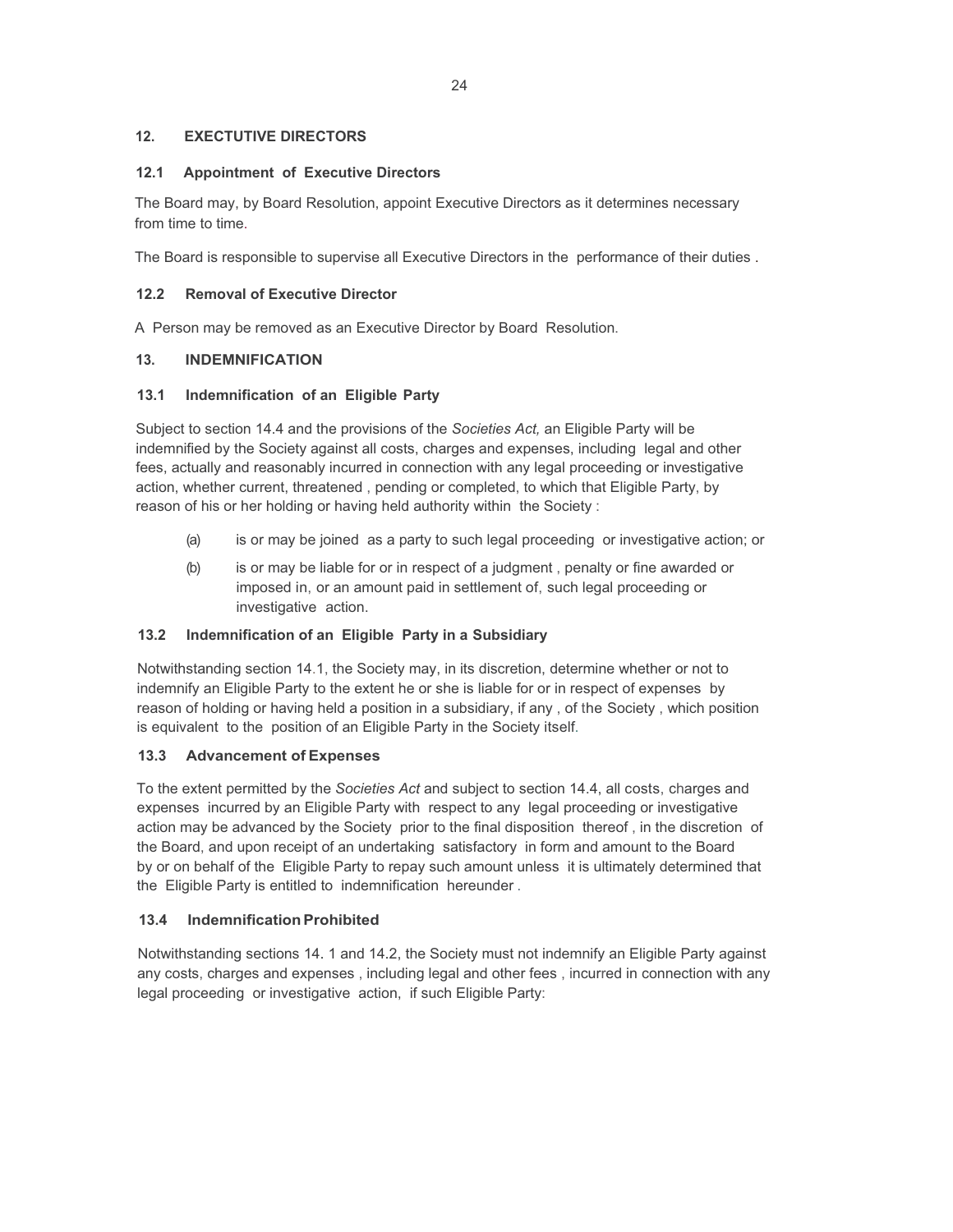## 12. EXECUTIVE DIRECTORS

### 12.1 Appointment of Executive Directors

The Board may, by Board Resolution, appoint Executive Directors as it determines necessary from time to time.

The Board is responsible to supervise all Executive Directors in the performance of their duties .

### 12.2 Removal of Executive Director

A Person may be removed as an Executive Director by Board Resolution.

## 13. INDEMNIFICATION

### 13.1 Indemnification of an Eligible Party

Subject to section 14.4 and the provisions of the *Societies Act,* an Eligible Party will be indemnified by the Society against all costs, charges and expenses, including legal and other fees, actually and reasonably incurred in connection with any legal proceeding or investigative action, whether current, threatened , pending or completed, to which that Eligible Party, by reason of his or her holding or having held authority within the Society :

(a) is or may be joined as a party to such legal proceeding or investigative action; or

(b) is or may be liable for or in respect of a judgment , penalty or fine awarded or imposed in, or an amount paid in settlement of, such legal proceeding or investigative action.

### 13.2 Indemnification of an Eligible Party in a Subsidiary

Notwithstanding section 14.1, the Society may, in its discretion, determine whether or not to indemnify an Eligible Party to the extent he or she is liable for or in respect of expenses by reason of holding or having held a position in a subsidiary, if any , of the Society , which position is equivalent to the position of an Eligible Party in the Society itself.

### 13.3 Advancement of Expenses

To the extent permitted by the *Societies Act* and subject to section 14.4, all costs, charges and expenses incurred by an Eligible Party with respect to any legal proceeding or investigative action may be advanced by the Society prior to the final disposition thereof , in the discretion of the Board, and upon receipt of an undertaking satisfactory in form and amount to the Board by or on behalf of the Eligible Party to repay such amount unless it is ultimately determined that the Eligible Party is entitled to indemnification hereunder .

### 13.4 Indemnification Prohibited

Notwithstanding sections 14. 1 and 14.2, the Society must not indemnify an Eligible Party against any costs, charges and expenses , including legal and other fees , incurred in connection with any legal proceeding or investigative action, if such Eligible Party: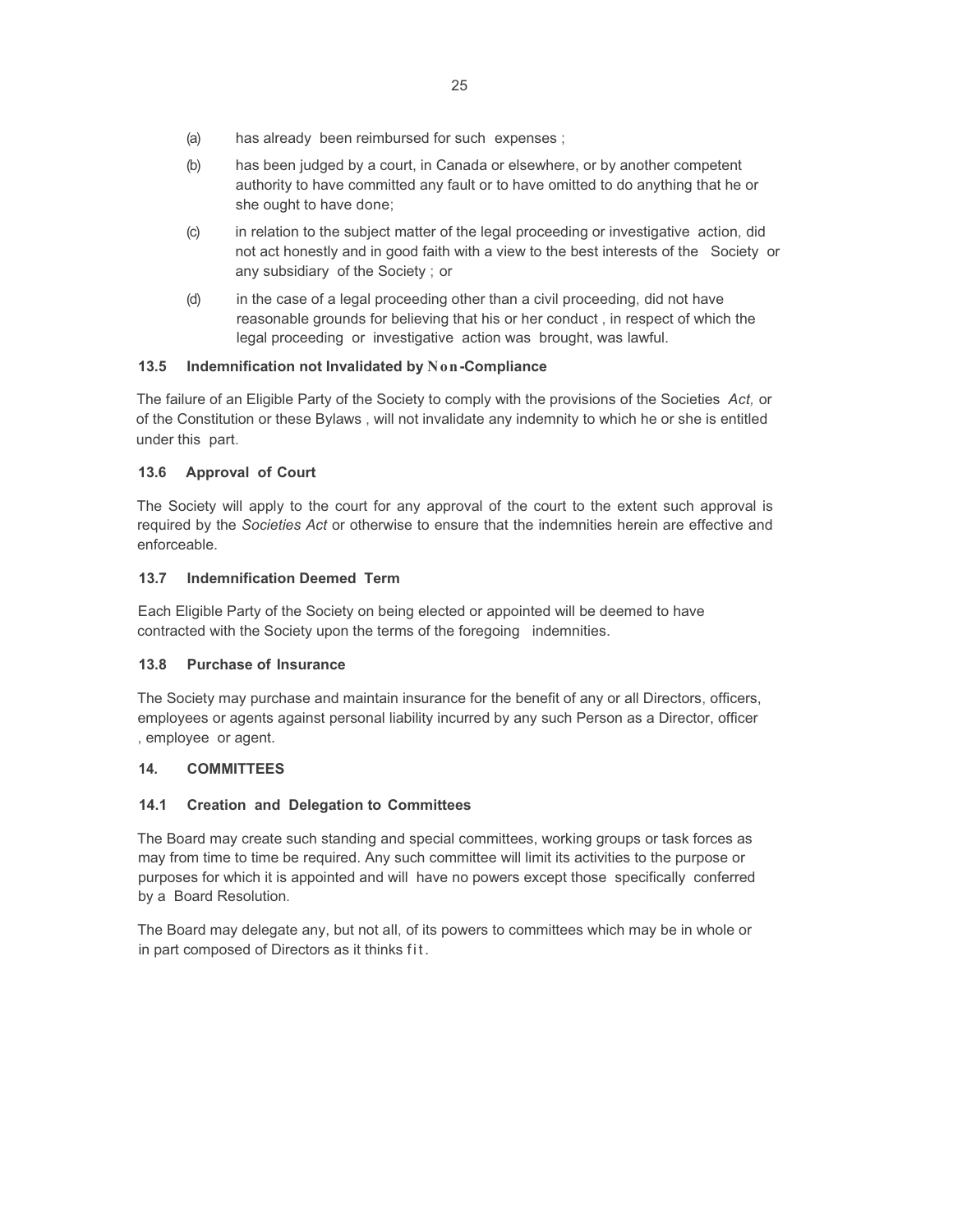(a) has already been reimbursed for such expenses ;

(b) has been judged by a court, in Canada or elsewhere, or by another competent authority to have committed any fault or to have omitted to do anything that he or she ought to have done;

(c) in relation to the subject matter of the legal proceeding or investigative action, did not act honestly and in good faith with a view to the best interests of the Society or any subsidiary of the Society ; or

(d) in the case of a legal proceeding other than a civil proceeding, did not have reasonable grounds for believing that his or her conduct , in respect of which the legal proceeding or investigative action was brought, was lawful.

### 13.5 Indemnification not Invalidated by Non-Compliance

The failure of an Eligible Party of the Society to comply with the provisions of the Societies *Act,* or of the Constitution or these Bylaws , will not invalidate any indemnity to which he or she is entitled under this part.

### 13.6 Approval of Court

The Society will apply to the court for any approval of the court to the extent such approval is required by the *Societies Act* or otherwise to ensure that the indemnities herein are effective and enforceable.

### 13.7 Indemnification Deemed Term

Each Eligible Party of the Society on being elected or appointed will be deemed to have contracted with the Society upon the terms of the foregoing indemnities.

### 13.8 Purchase of Insurance

The Society may purchase and maintain insurance for the benefit of any or all Directors, officers, employees or agents against personal liability incurred by any such Person as a Director, officer , employee or agent.

## 14. COMMITTEES

### 14.1 Creation and Delegation to Committees

The Board may create such standing and special committees, working groups or task forces as may from time to time be required. Any such committee will limit its activities to the purpose or purposes for which it is appointed and will have no powers except those specifically conferred by a Board Resolution.

The Board may delegate any, but not all, of its powers to committees which may be in whole or in part composed of Directors as it thinks fit.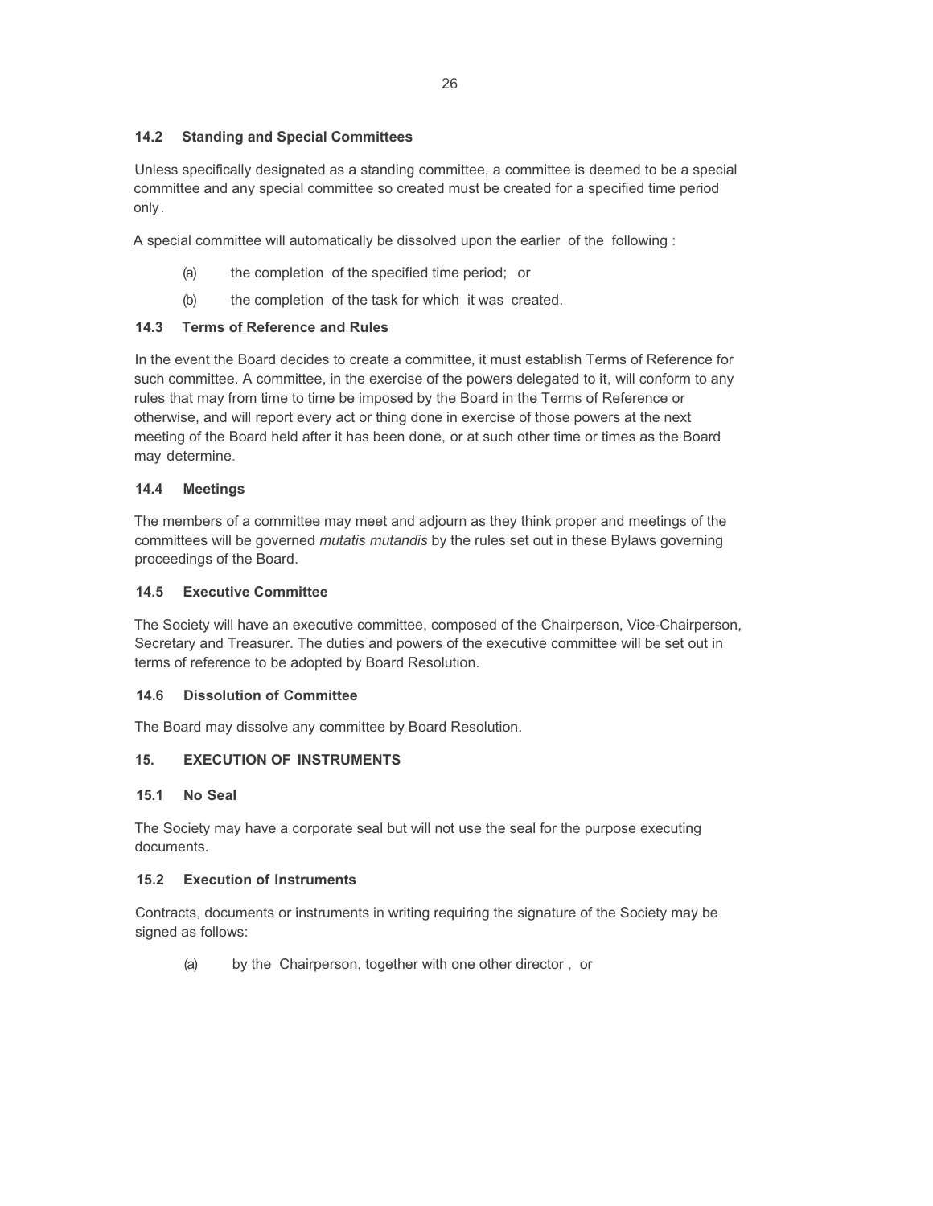### 14.2 Standing and Special Committees

Unless specifically designated as a standing committee, a committee is deemed to be a special committee and any special committee so created must be created for a specified time period only.

A special committee will automatically be dissolved upon the earlier of the following :

(a) the completion of the specified time period; or

(b) the completion of the task for which it was created.

### 14.3 Terms of Reference and Rules

In the event the Board decides to create a committee, it must establish Terms of Reference for such committee. A committee, in the exercise of the powers delegated to it, will conform to any rules that may from time to time be imposed by the Board in the Terms of Reference or otherwise, and will report every act or thing done in exercise of those powers at the next meeting of the Board held after it has been done, or at such other time or times as the Board may determine.

### 14.4 Meetings

The members of a committee may meet and adjourn as they think proper and meetings of the committees will be governed *mutatis mutandis* by the rules set out in these Bylaws governing proceedings of the Board.

### 14.5 Executive Committee

The Society will have an executive committee, composed of the Chairperson, Vice-Chairperson, Secretary and Treasurer. The duties and powers of the executive committee will be set out in terms of reference to be adopted by Board Resolution.

### 14.6 Dissolution of Committee

The Board may dissolve any committee by Board Resolution.

## 15. EXECUTION OF INSTRUMENTS

### 15.1 No Seal

The Society may have a corporate seal but will not use the seal for the purpose executing documents.

### 15.2 Execution of Instruments

Contracts, documents or instruments in writing requiring the signature of the Society may be signed as follows:

(a) by the Chairperson, together with one other director , or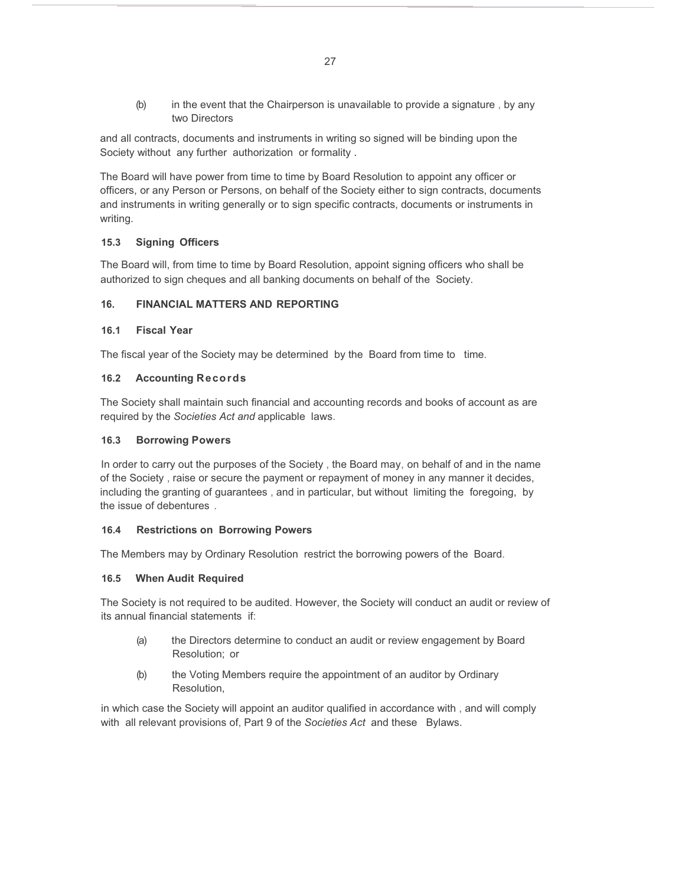(b) in the event that the Chairperson is unavailable to provide a signature, by any two Directors

and all contracts, documents and instruments in writing so signed will be binding upon the Society without any further authorization or formality.

The Board will have power from time to time by Board Resolution to appoint any officer or officers, or any Person or Persons, on behalf of the Society either to sign contracts, documents and instruments in writing generally or to sign specific contracts, documents or instruments in writing.

### 15.3 Signing Officers

The Board will, from time to time by Board Resolution, appoint signing officers who shall be authorized to sign cheques and all banking documents on behalf of the Society.

## 16. FINANCIAL MATTERS AND REPORTING

### 16.1 Fiscal Year

The fiscal year of the Society may be determined by the Board from time to time.

### 16.2 Accounting Records

The Society shall maintain such financial and accounting records and books of account as are required by the *Societies Act and* applicable laws.

### 16.3 Borrowing Powers

In order to carry out the purposes of the Society, the Board may, on behalf of and in the name of the Society, raise or secure the payment or repayment of money in any manner it decides, including the granting of guarantees, and in particular, but without limiting the foregoing, by the issue of debentures.

### 16.4 Restrictions on Borrowing Powers

The Members may by Ordinary Resolution restrict the borrowing powers of the Board.

### 16.5 When Audit Required

The Society is not required to be audited. However, the Society will conduct an audit or review of its annual financial statements if:

(a) the Directors determine to conduct an audit or review engagement by Board Resolution; or

(b) the Voting Members require the appointment of an auditor by Ordinary Resolution,

in which case the Society will appoint an auditor qualified in accordance with, and will comply with all relevant provisions of, Part 9 of the *Societies Act* and these Bylaws.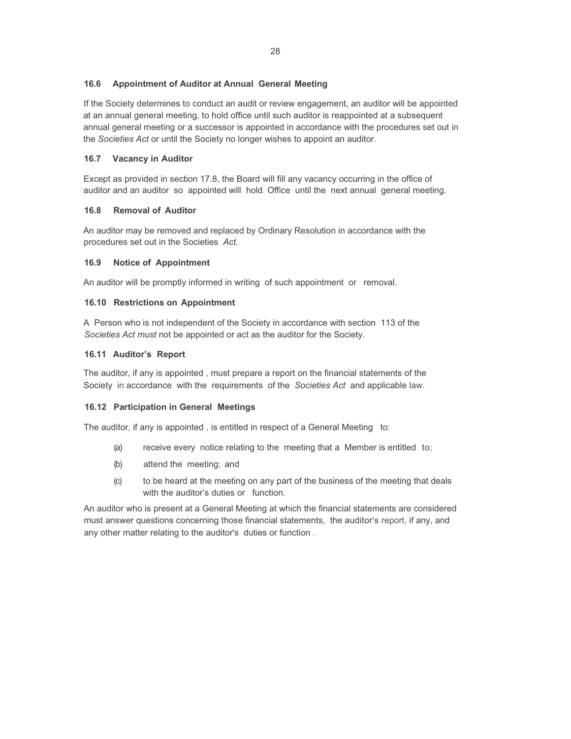### 16.6 Appointment of Auditor at Annual General Meeting

If the Society determines to conduct an audit or review engagement, an auditor will be appointed at an annual general meeting, to hold office until such auditor is reappointed at a subsequent annual general meeting or a successor is appointed in accordance with the procedures set out in the *Societies Act* or until the Society no longer wishes to appoint an auditor.

### 16.7 Vacancy in Auditor

Except as provided in section 17.8, the Board will fill any vacancy occurring in the office of auditor and an auditor so appointed will hold. Office until the next annual general meeting.

### 16.8 Removal of Auditor

An auditor may be removed and replaced by Ordinary Resolution in accordance with the procedures set out in the Societies *Act.*

### 16.9 Notice of Appointment

An auditor will be promptly informed in writing of such appointment or removal.

### 16.10 Restrictions on Appointment

A Person who is not independent of the Society in accordance with section 113 of the *Societies Act must* not be appointed or act as the auditor for the Society.

### 16.11 Auditor's Report

The auditor, if any is appointed , must prepare a report on the financial statements of the Society in accordance with the requirements of the *Societies Act* and applicable law.

### 16.12 Participation in General Meetings

The auditor, if any is appointed , is entitled in respect of a General Meeting to:

(a) receive every notice relating to the meeting that a Member is entitled to;

(b) attend the meeting; and

(c) to be heard at the meeting on any part of the business of the meeting that deals with the auditor's duties or function.

An auditor who is present at a General Meeting at which the financial statements are considered must answer questions concerning those financial statements, the auditor's report, if any, and any other matter relating to the auditor's duties or function .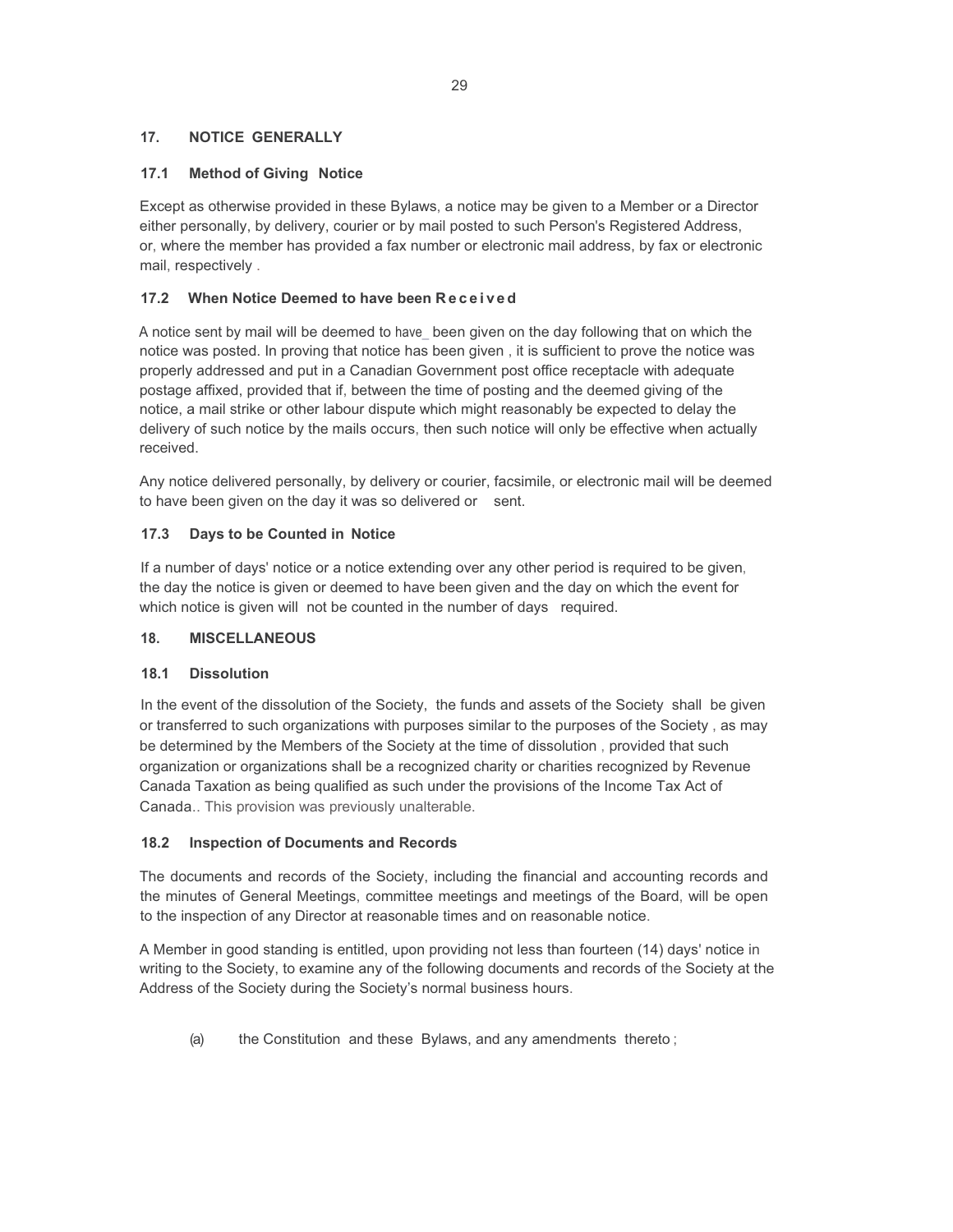## 17. NOTICE GENERALLY

### 17.1 Method of Giving Notice

Except as otherwise provided in these Bylaws, a notice may be given to a Member or a Director either personally, by delivery, courier or by mail posted to such Person's Registered Address, or, where the member has provided a fax number or electronic mail address, by fax or electronic mail, respectively .

### 17.2 When Notice Deemed to have been Received

A notice sent by mail will be deemed to have_ been given on the day following that on which the notice was posted. In proving that notice has been given , it is sufficient to prove the notice was properly addressed and put in a Canadian Government post office receptacle with adequate postage affixed, provided that if, between the time of posting and the deemed giving of the notice, a mail strike or other labour dispute which might reasonably be expected to delay the delivery of such notice by the mails occurs, then such notice will only be effective when actually received.

Any notice delivered personally, by delivery or courier, facsimile, or electronic mail will be deemed to have been given on the day it was so delivered or sent.

### 17.3 Days to be Counted in Notice

If a number of days' notice or a notice extending over any other period is required to be given, the day the notice is given or deemed to have been given and the day on which the event for which notice is given will not be counted in the number of days required.

## 18. MISCELLANEOUS

### 18.1 Dissolution

In the event of the dissolution of the Society, the funds and assets of the Society shall be given or transferred to such organizations with purposes similar to the purposes of the Society , as may be determined by the Members of the Society at the time of dissolution , provided that such organization or organizations shall be a recognized charity or charities recognized by Revenue Canada Taxation as being qualified as such under the provisions of the Income Tax Act of Canada.. This provision was previously unalterable.

### 18.2 Inspection of Documents and Records

The documents and records of the Society, including the financial and accounting records and the minutes of General Meetings, committee meetings and meetings of the Board, will be open to the inspection of any Director at reasonable times and on reasonable notice.

A Member in good standing is entitled, upon providing not less than fourteen (14) days' notice in writing to the Society, to examine any of the following documents and records of the Society at the Address of the Society during the Society's normal business hours.

(a) the Constitution and these Bylaws, and any amendments thereto ;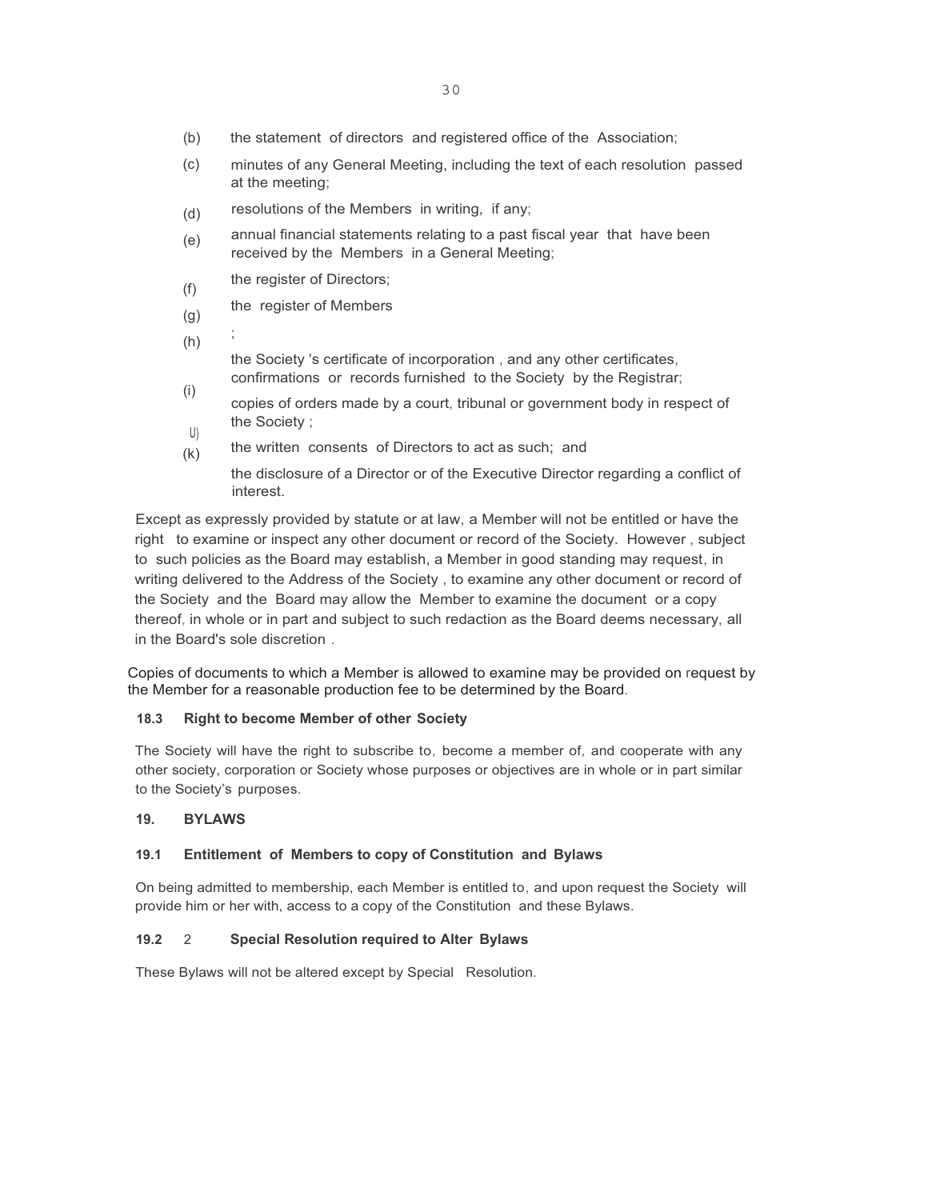(b) the statement of directors and registered office of the Association;

(c) minutes of any General Meeting, including the text of each resolution passed at the meeting;

(d) resolutions of the Members in writing, if any;

(e) annual financial statements relating to a past fiscal year that have been received by the Members in a General Meeting;

(f) the register of Directors;

(g) the register of Members;

(h) the Society 's certificate of incorporation , and any other certificates, confirmations or records furnished to the Society by the Registrar;

(i) copies of orders made by a court, tribunal or government body in respect of the Society ;

(j) the written consents of Directors to act as such; and

(k) the disclosure of a Director or of the Executive Director regarding a conflict of interest.

Except as expressly provided by statute or at law, a Member will not be entitled or have the right to examine or inspect any other document or record of the Society. However , subject to such policies as the Board may establish, a Member in good standing may request, in writing delivered to the Address of the Society , to examine any other document or record of the Society and the Board may allow the Member to examine the document or a copy thereof, in whole or in part and subject to such redaction as the Board deems necessary, all in the Board's sole discretion .

Copies of documents to which a Member is allowed to examine may be provided on request by the Member for a reasonable production fee to be determined by the Board.

### 18.3 Right to become Member of other Society

The Society will have the right to subscribe to, become a member of, and cooperate with any other society, corporation or Society whose purposes or objectives are in whole or in part similar to the Society's purposes.

## 19. BYLAWS

### 19.1 Entitlement of Members to copy of Constitution and Bylaws

On being admitted to membership, each Member is entitled to, and upon request the Society will provide him or her with, access to a copy of the Constitution and these Bylaws.

### 19.2 2 Special Resolution required to Alter Bylaws

These Bylaws will not be altered except by Special Resolution.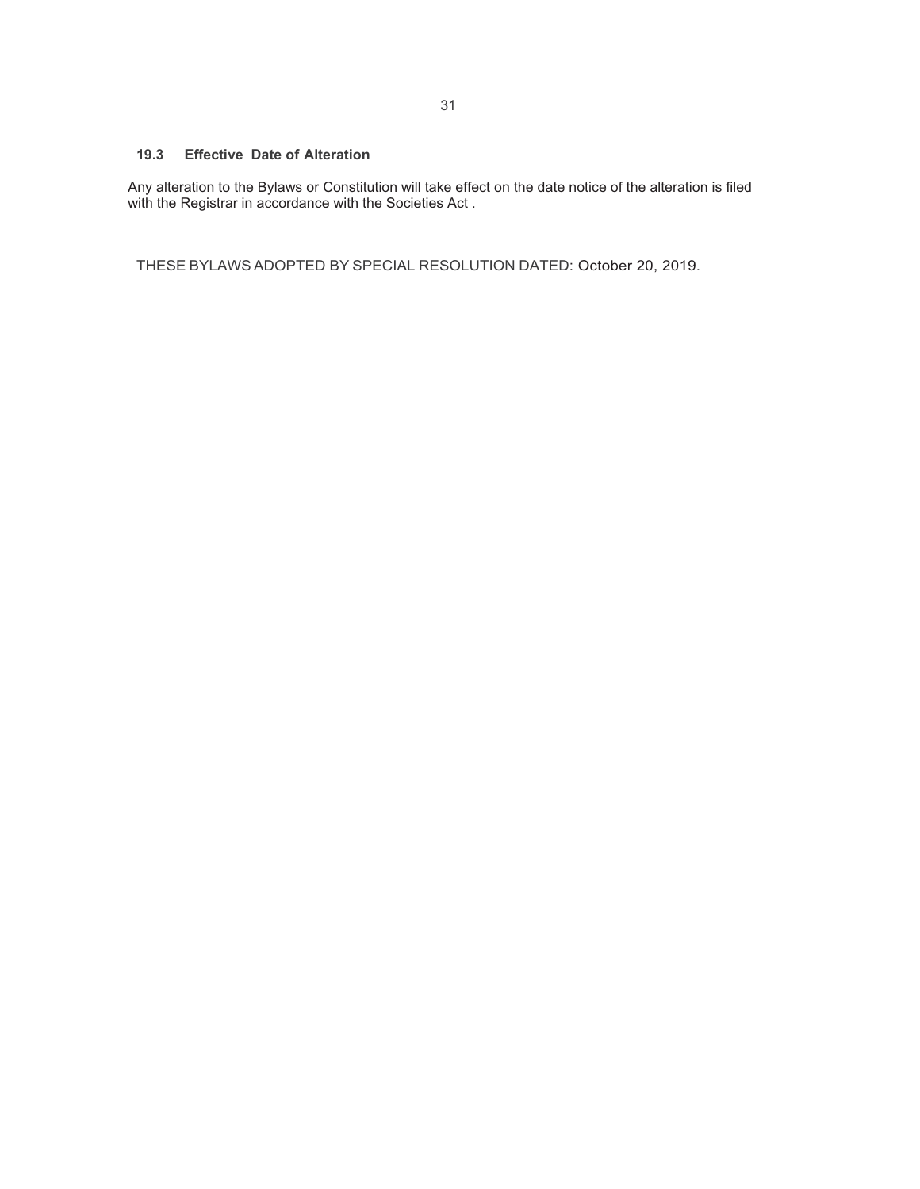### 19.3 Effective Date of Alteration

Any alteration to the Bylaws or Constitution will take effect on the date notice of the alteration is filed with the Registrar in accordance with the Societies Act .

THESE BYLAWS ADOPTED BY SPECIAL RESOLUTION DATED: October 20, 2019.